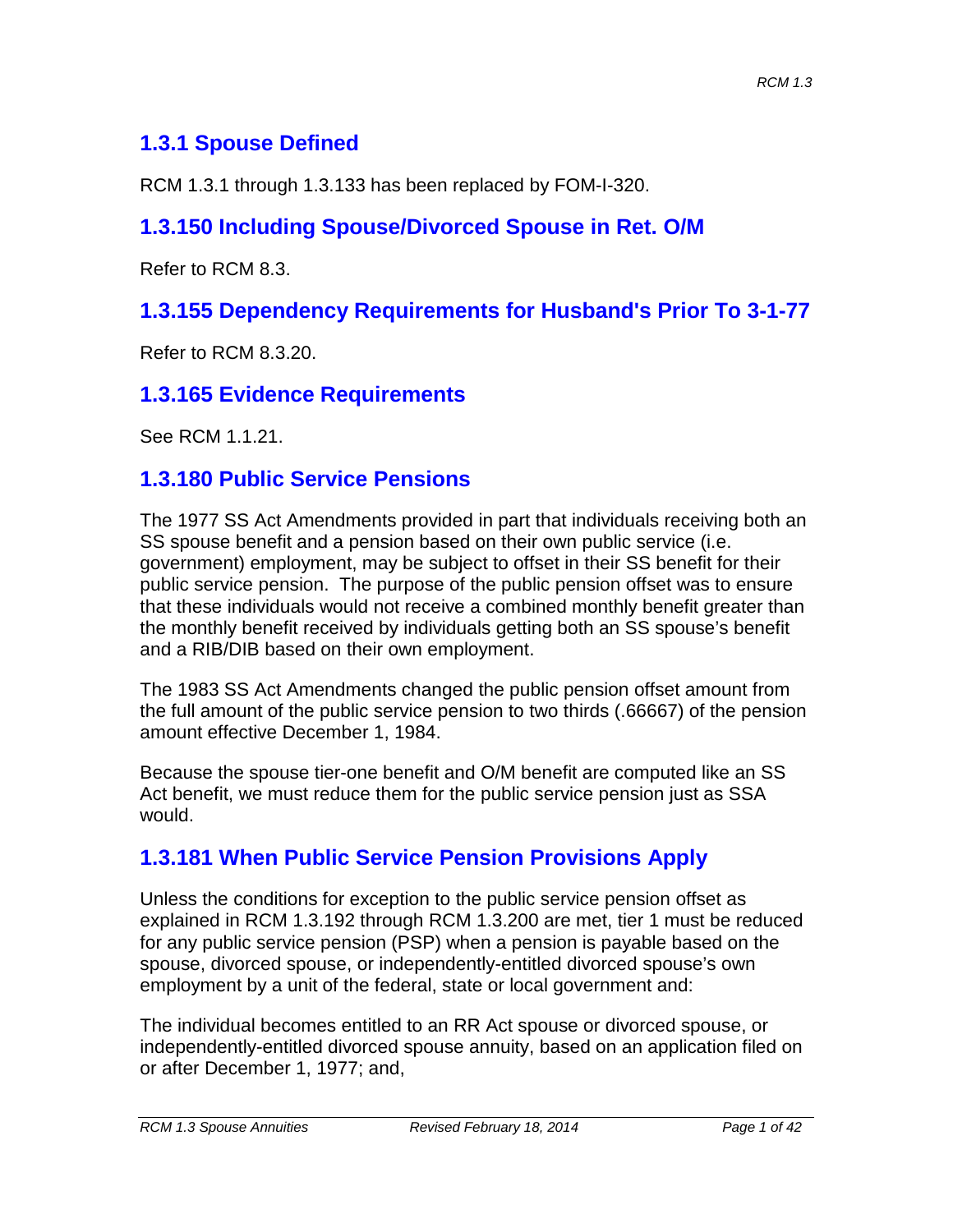## 1.3.1 Spouse Defined

RCM 1.3.1 through 1.3.133 has been replaced by FOM-I-320.

## 1.3.150 Including Spouse/Divorced Spouse in Ret. O/M

Refer to RCM 8.3.

## 1.3.155 Dependency Requirements for Husband's Prior To 3-1-77

Refer to RCM 8.3.20.

## 1.3.165 Evidence Requirements

See RCM 1.1.21.

## 1.3.180 Public Service Pensions

The 1977 SS Act Amendments provided in part that individuals receiving both an SS spouse benefit and a pension based on their own public service (i.e. government) employment, may be subject to offset in their SS benefit for their public service pension. The purpose of the public pension offset was to ensure that these individuals would not receive a combined monthly benefit greater than the monthly benefit received by individuals getting both an SS spouse's benefit and a RIB/DIB based on their own employment.

The 1983 SS Act Amendments changed the public pension offset amount from the full amount of the public service pension to two thirds (.66667) of the pension amount effective December 1, 1984.

Because the spouse tier-one benefit and O/M benefit are computed like an SS Act benefit, we must reduce them for the public service pension just as SSA would.

## 1.3.181 When Public Service Pension Provisions Apply

Unless the conditions for exception to the public service pension offset as explained in RCM 1.3.192 through RCM 1.3.200 are met, tier 1 must be reduced for any public service pension (PSP) when a pension is payable based on the spouse, divorced spouse, or independently-entitled divorced spouse's own employment by a unit of the federal, state or local government and:

The individual becomes entitled to an RR Act spouse or divorced spouse, or independently-entitled divorced spouse annuity, based on an application filed on or after December 1, 1977; and,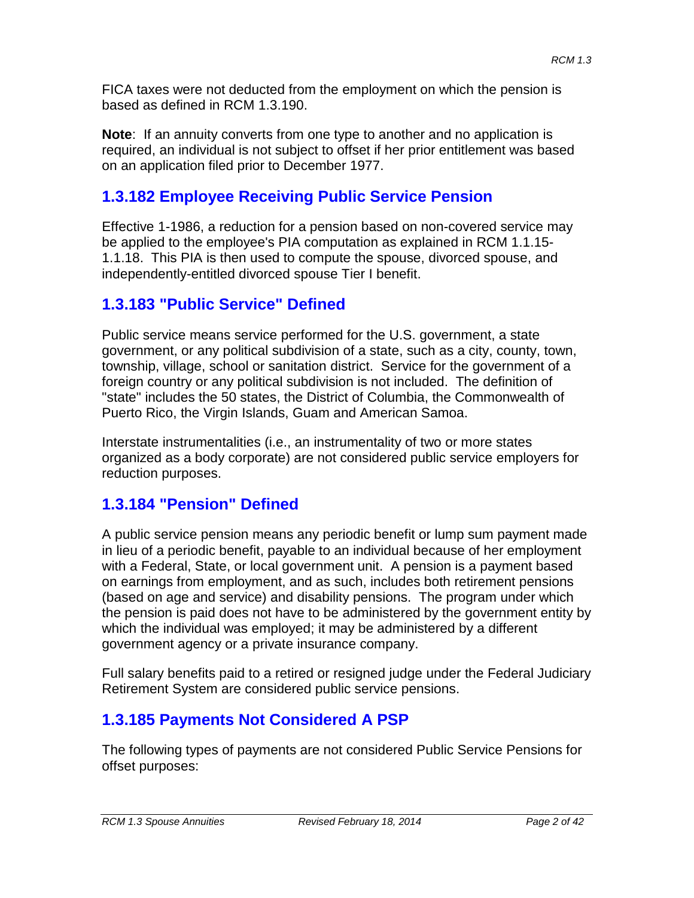FICA taxes were not deducted from the employment on which the pension is based as defined in RCM 1.3.190.

**Note**: If an annuity converts from one type to another and no application is required, an individual is not subject to offset if her prior entitlement was based on an application filed prior to December 1977.

## 1.3.182 Employee Receiving Public Service Pension

Effective 1-1986, a reduction for a pension based on non-covered service may be applied to the employee's PIA computation as explained in RCM 1.1.15-1.1.18. This PIA is then used to compute the spouse, divorced spouse, and independently-entitled divorced spouse Tier I benefit.

## 1.3.183 "Public Service" Defined

Public service means service performed for the U.S. government, a state government, or any political subdivision of a state, such as a city, county, town, township, village, school or sanitation district. Service for the government of a foreign country or any political subdivision is not included. The definition of "state" includes the 50 states, the District of Columbia, the Commonwealth of Puerto Rico, the Virgin Islands, Guam and American Samoa.

Interstate instrumentalities (i.e., an instrumentality of two or more states organized as a body corporate) are not considered public service employers for reduction purposes.

## 1.3.184 "Pension" Defined

A public service pension means any periodic benefit or lump sum payment made in lieu of a periodic benefit, payable to an individual because of her employment with a Federal, State, or local government unit. A pension is a payment based on earnings from employment, and as such, includes both retirement pensions (based on age and service) and disability pensions. The program under which the pension is paid does not have to be administered by the government entity by which the individual was employed; it may be administered by a different government agency or a private insurance company.

Full salary benefits paid to a retired or resigned judge under the Federal Judiciary Retirement System are considered public service pensions.

## 1.3.185 Payments Not Considered A PSP

The following types of payments are not considered Public Service Pensions for offset purposes: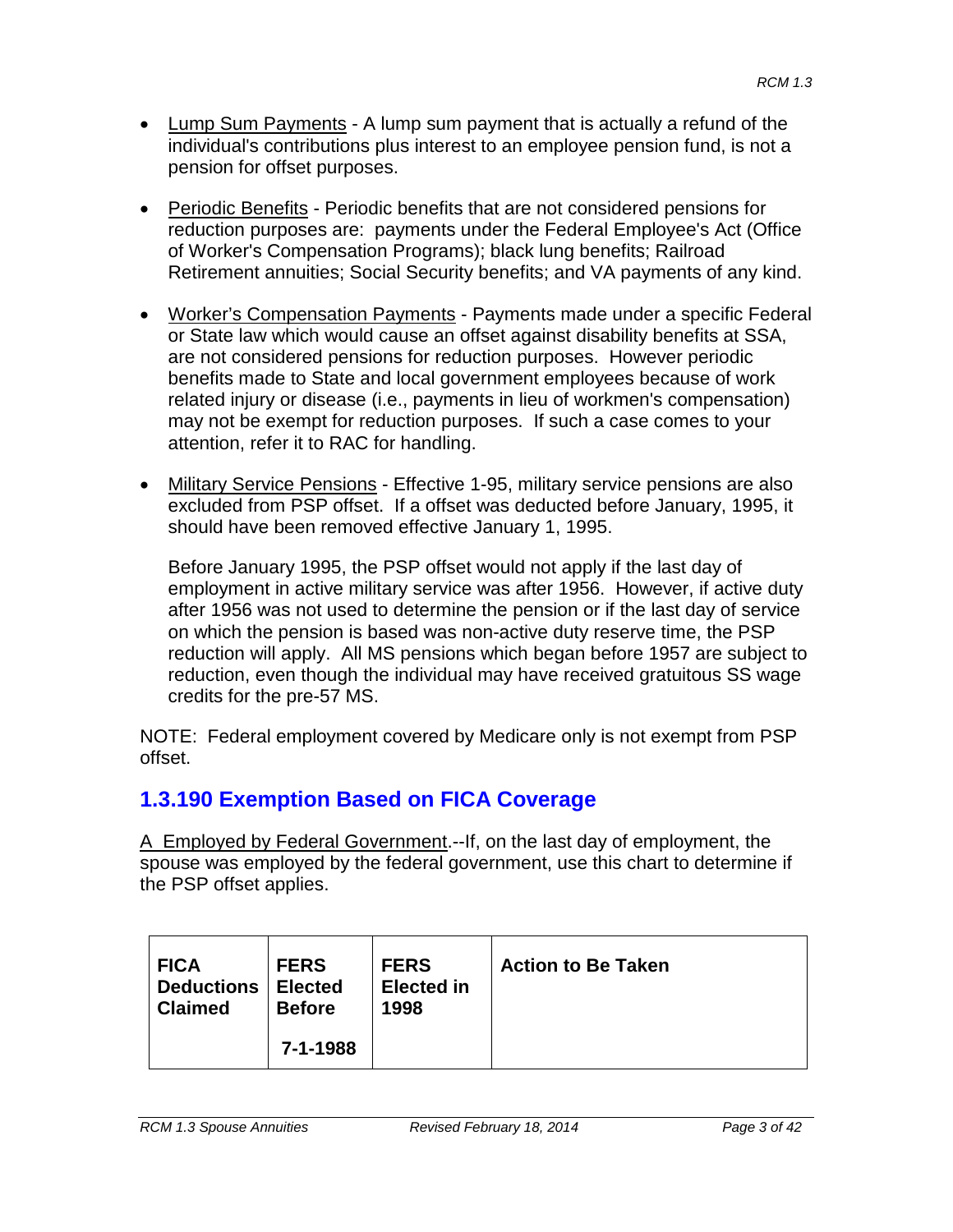- Lump Sum Payments - A lump sum payment that is actually a refund of the individual's contributions plus interest to an employee pension fund, is not a pension for offset purposes.

- Periodic Benefits - Periodic benefits that are not considered pensions for reduction purposes are: payments under the Federal Employee's Act (Office of Worker's Compensation Programs); black lung benefits; Railroad Retirement annuities; Social Security benefits; and VA payments of any kind.

- Worker's Compensation Payments - Payments made under a specific Federal or State law which would cause an offset against disability benefits at SSA, are not considered pensions for reduction purposes. However periodic benefits made to State and local government employees because of work related injury or disease (i.e., payments in lieu of workmen's compensation) may not be exempt for reduction purposes. If such a case comes to your attention, refer it to RAC for handling.

- Military Service Pensions - Effective 1-95, military service pensions are also excluded from PSP offset. If a offset was deducted before January, 1995, it should have been removed effective January 1, 1995.

  Before January 1995, the PSP offset would not apply if the last day of employment in active military service was after 1956. However, if active duty after 1956 was not used to determine the pension or if the last day of service on which the pension is based was non-active duty reserve time, the PSP reduction will apply. All MS pensions which began before 1957 are subject to reduction, even though the individual may have received gratuitous SS wage credits for the pre-57 MS.

NOTE: Federal employment covered by Medicare only is not exempt from PSP offset.

## 1.3.190 Exemption Based on FICA Coverage

A Employed by Federal Government.--If, on the last day of employment, the spouse was employed by the federal government, use this chart to determine if the PSP offset applies.

| **FICA Deductions Claimed** | **FERS Elected Before 7-1-1988** | **FERS Elected in 1998** | **Action to Be Taken** |
|---|---|---|---|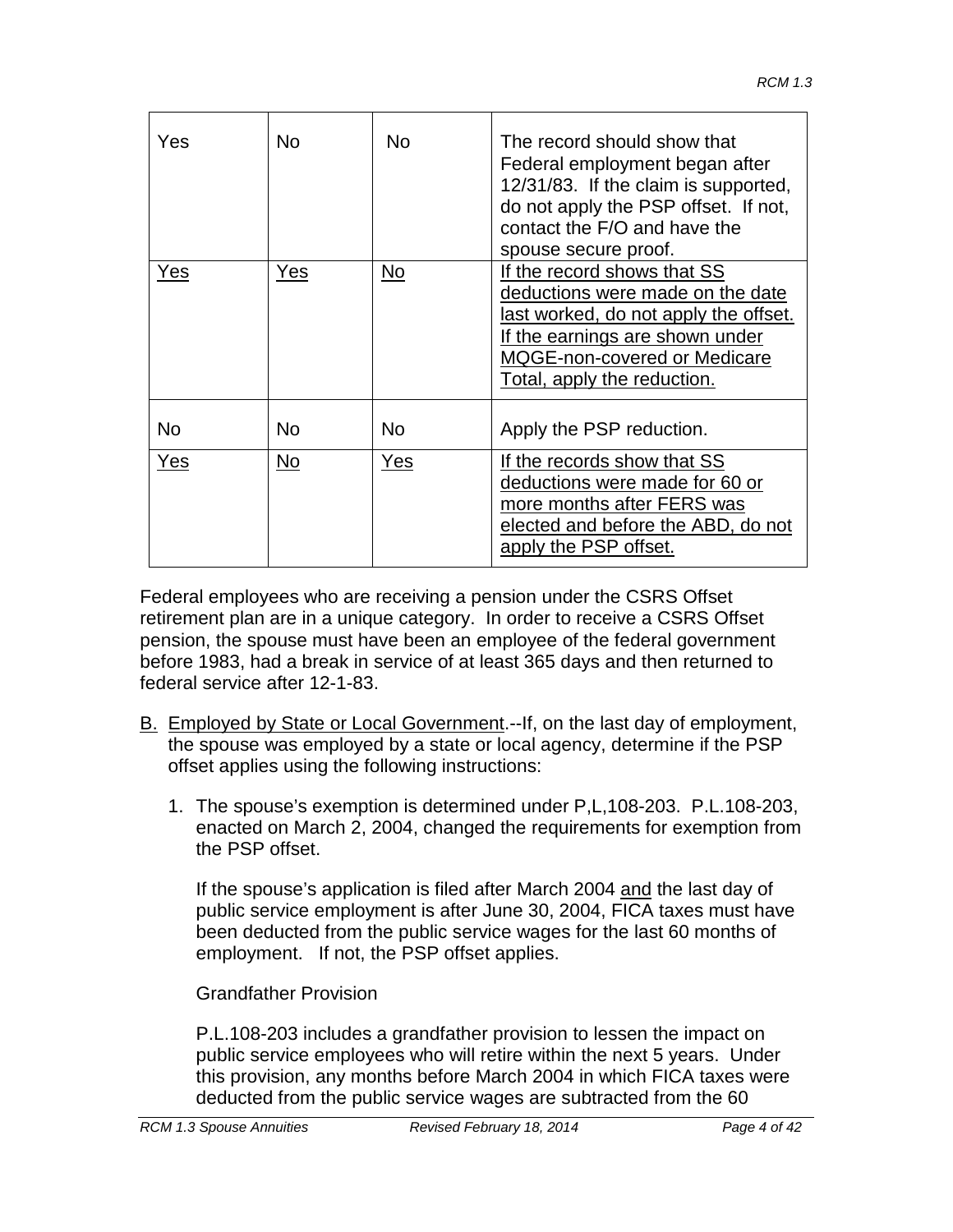| Yes | No | No | The record should show that Federal employment began after 12/31/83. If the claim is supported, do not apply the PSP offset. If not, contact the F/O and have the spouse secure proof. |
|---|---|---|---|
| <u>Yes</u> | <u>Yes</u> | <u>No</u> | <u>If the record shows that SS deductions were made on the date last worked, do not apply the offset. If the earnings are shown under MQGE-non-covered or Medicare Total, apply the reduction.</u> |
| No | No | No | Apply the PSP reduction. |
| <u>Yes</u> | <u>No</u> | <u>Yes</u> | <u>If the records show that SS deductions were made for 60 or more months after FERS was elected and before the ABD, do not apply the PSP offset.</u> |

Federal employees who are receiving a pension under the CSRS Offset retirement plan are in a unique category. In order to receive a CSRS Offset pension, the spouse must have been an employee of the federal government before 1983, had a break in service of at least 365 days and then returned to federal service after 12-1-83.

B. <u>Employed by State or Local Government</u>.--If, on the last day of employment, the spouse was employed by a state or local agency, determine if the PSP offset applies using the following instructions:

   1. The spouse's exemption is determined under P,L,108-203. P.L.108-203, enacted on March 2, 2004, changed the requirements for exemption from the PSP offset.

      If the spouse's application is filed after March 2004 <u>and</u> the last day of public service employment is after June 30, 2004, FICA taxes must have been deducted from the public service wages for the last 60 months of employment. If not, the PSP offset applies.

      Grandfather Provision

      P.L.108-203 includes a grandfather provision to lessen the impact on public service employees who will retire within the next 5 years. Under this provision, any months before March 2004 in which FICA taxes were deducted from the public service wages are subtracted from the 60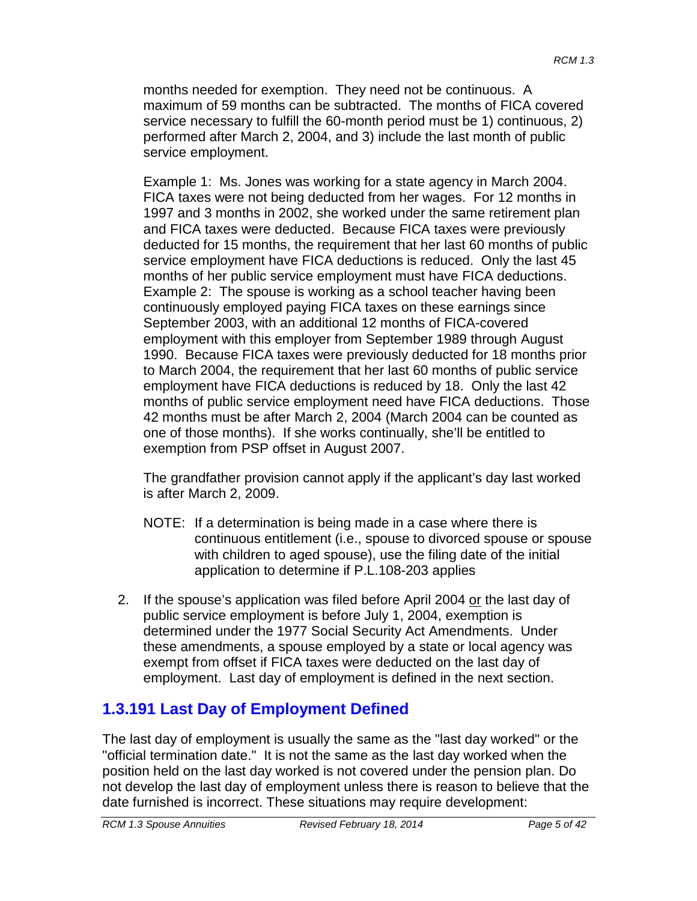months needed for exemption. They need not be continuous. A maximum of 59 months can be subtracted. The months of FICA covered service necessary to fulfill the 60-month period must be 1) continuous, 2) performed after March 2, 2004, and 3) include the last month of public service employment.

Example 1: Ms. Jones was working for a state agency in March 2004. FICA taxes were not being deducted from her wages. For 12 months in 1997 and 3 months in 2002, she worked under the same retirement plan and FICA taxes were deducted. Because FICA taxes were previously deducted for 15 months, the requirement that her last 60 months of public service employment have FICA deductions is reduced. Only the last 45 months of her public service employment must have FICA deductions.
Example 2: The spouse is working as a school teacher having been continuously employed paying FICA taxes on these earnings since September 2003, with an additional 12 months of FICA-covered employment with this employer from September 1989 through August 1990. Because FICA taxes were previously deducted for 18 months prior to March 2004, the requirement that her last 60 months of public service employment have FICA deductions is reduced by 18. Only the last 42 months of public service employment need have FICA deductions. Those 42 months must be after March 2, 2004 (March 2004 can be counted as one of those months). If she works continually, she'll be entitled to exemption from PSP offset in August 2007.

The grandfather provision cannot apply if the applicant's day last worked is after March 2, 2009.

NOTE: If a determination is being made in a case where there is continuous entitlement (i.e., spouse to divorced spouse or spouse with children to aged spouse), use the filing date of the initial application to determine if P.L.108-203 applies

2. If the spouse's application was filed before April 2004 <u>or</u> the last day of public service employment is before July 1, 2004, exemption is determined under the 1977 Social Security Act Amendments. Under these amendments, a spouse employed by a state or local agency was exempt from offset if FICA taxes were deducted on the last day of employment. Last day of employment is defined in the next section.

## 1.3.191 Last Day of Employment Defined

The last day of employment is usually the same as the "last day worked" or the "official termination date." It is not the same as the last day worked when the position held on the last day worked is not covered under the pension plan. Do not develop the last day of employment unless there is reason to believe that the date furnished is incorrect. These situations may require development: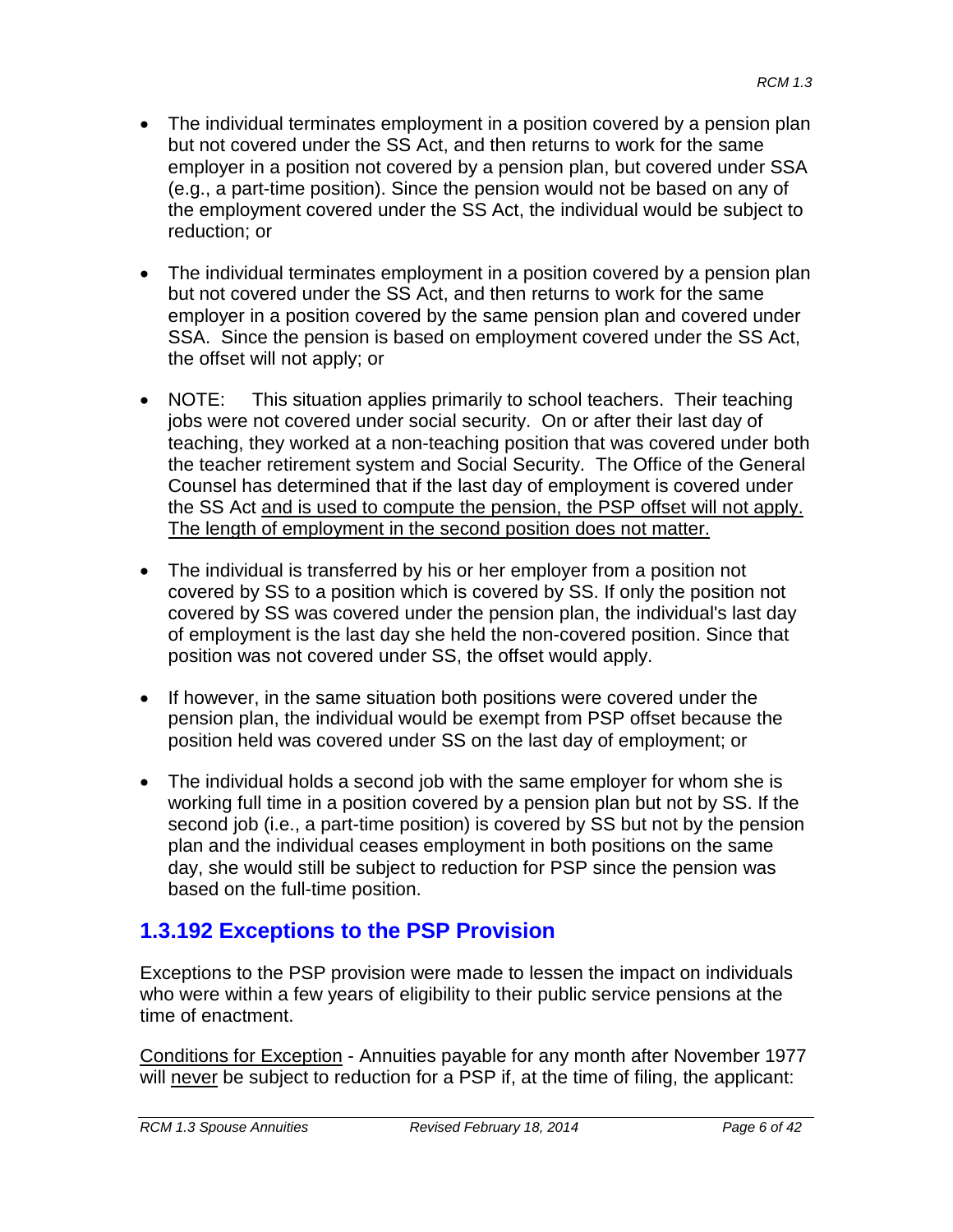- The individual terminates employment in a position covered by a pension plan but not covered under the SS Act, and then returns to work for the same employer in a position not covered by a pension plan, but covered under SSA (e.g., a part-time position). Since the pension would not be based on any of the employment covered under the SS Act, the individual would be subject to reduction; or

- The individual terminates employment in a position covered by a pension plan but not covered under the SS Act, and then returns to work for the same employer in a position covered by the same pension plan and covered under SSA. Since the pension is based on employment covered under the SS Act, the offset will not apply; or

- NOTE: This situation applies primarily to school teachers. Their teaching jobs were not covered under social security. On or after their last day of teaching, they worked at a non-teaching position that was covered under both the teacher retirement system and Social Security. The Office of the General Counsel has determined that if the last day of employment is covered under the SS Act <u>and is used to compute the pension, the PSP offset will not apply. The length of employment in the second position does not matter.</u>

- The individual is transferred by his or her employer from a position not covered by SS to a position which is covered by SS. If only the position not covered by SS was covered under the pension plan, the individual's last day of employment is the last day she held the non-covered position. Since that position was not covered under SS, the offset would apply.

- If however, in the same situation both positions were covered under the pension plan, the individual would be exempt from PSP offset because the position held was covered under SS on the last day of employment; or

- The individual holds a second job with the same employer for whom she is working full time in a position covered by a pension plan but not by SS. If the second job (i.e., a part-time position) is covered by SS but not by the pension plan and the individual ceases employment in both positions on the same day, she would still be subject to reduction for PSP since the pension was based on the full-time position.

## 1.3.192 Exceptions to the PSP Provision

Exceptions to the PSP provision were made to lessen the impact on individuals who were within a few years of eligibility to their public service pensions at the time of enactment.

<u>Conditions for Exception</u> - Annuities payable for any month after November 1977 will <u>never</u> be subject to reduction for a PSP if, at the time of filing, the applicant: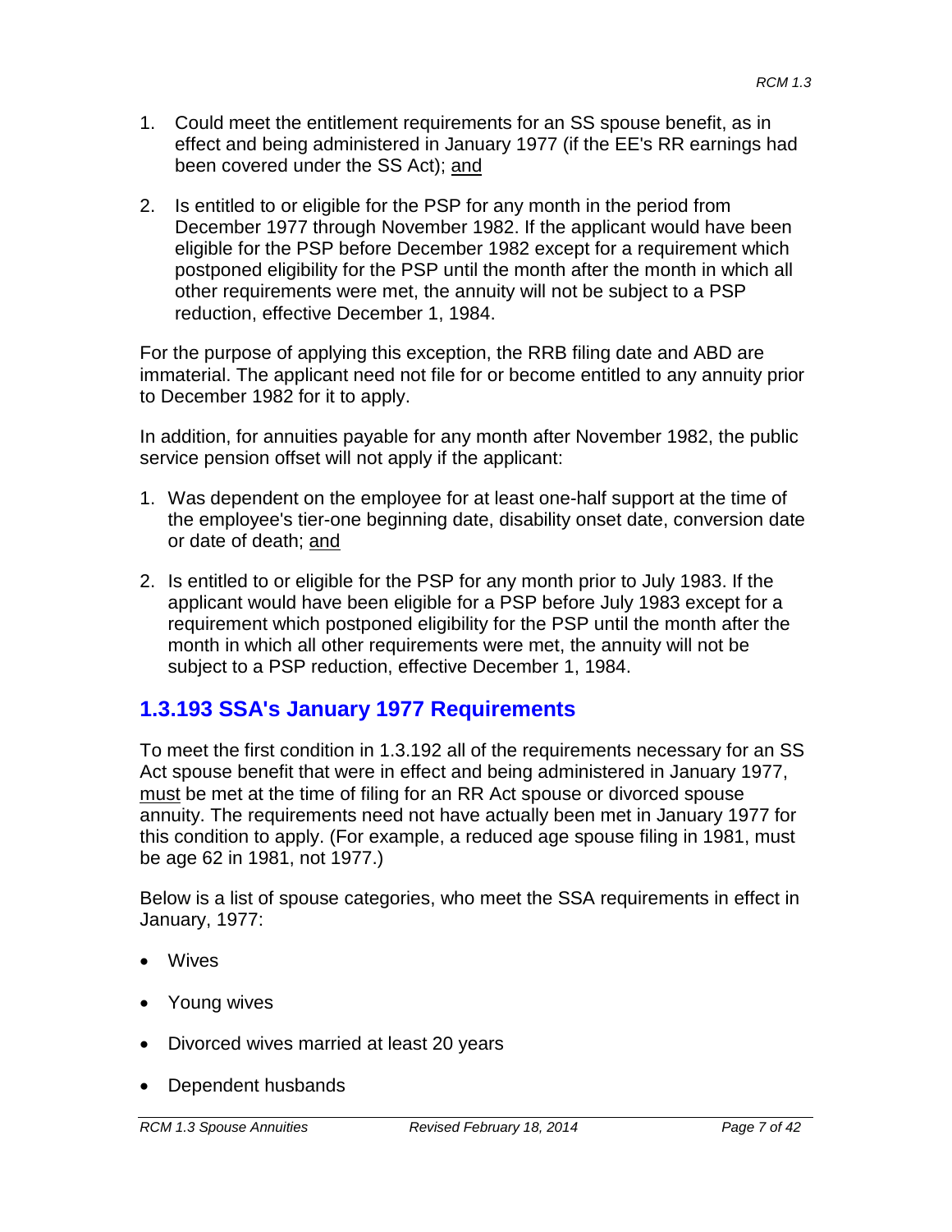1. Could meet the entitlement requirements for an SS spouse benefit, as in effect and being administered in January 1977 (if the EE's RR earnings had been covered under the SS Act); <u>and</u>

2. Is entitled to or eligible for the PSP for any month in the period from December 1977 through November 1982. If the applicant would have been eligible for the PSP before December 1982 except for a requirement which postponed eligibility for the PSP until the month after the month in which all other requirements were met, the annuity will not be subject to a PSP reduction, effective December 1, 1984.

For the purpose of applying this exception, the RRB filing date and ABD are immaterial. The applicant need not file for or become entitled to any annuity prior to December 1982 for it to apply.

In addition, for annuities payable for any month after November 1982, the public service pension offset will not apply if the applicant:

1. Was dependent on the employee for at least one-half support at the time of the employee's tier-one beginning date, disability onset date, conversion date or date of death; <u>and</u>

2. Is entitled to or eligible for the PSP for any month prior to July 1983. If the applicant would have been eligible for a PSP before July 1983 except for a requirement which postponed eligibility for the PSP until the month after the month in which all other requirements were met, the annuity will not be subject to a PSP reduction, effective December 1, 1984.

## 1.3.193 SSA's January 1977 Requirements

To meet the first condition in 1.3.192 all of the requirements necessary for an SS Act spouse benefit that were in effect and being administered in January 1977, <u>must</u> be met at the time of filing for an RR Act spouse or divorced spouse annuity. The requirements need not have actually been met in January 1977 for this condition to apply. (For example, a reduced age spouse filing in 1981, must be age 62 in 1981, not 1977.)

Below is a list of spouse categories, who meet the SSA requirements in effect in January, 1977:

- Wives
- Young wives
- Divorced wives married at least 20 years
- Dependent husbands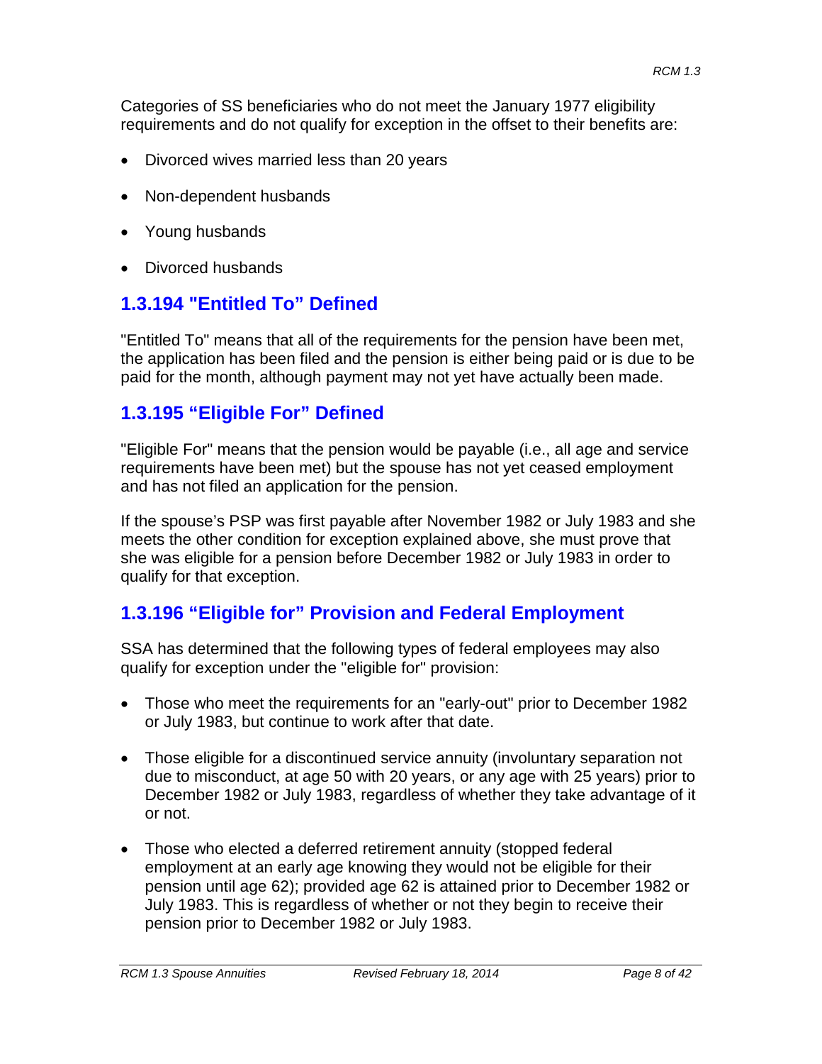Categories of SS beneficiaries who do not meet the January 1977 eligibility requirements and do not qualify for exception in the offset to their benefits are:

- Divorced wives married less than 20 years
- Non-dependent husbands
- Young husbands
- Divorced husbands

## 1.3.194 "Entitled To" Defined

"Entitled To" means that all of the requirements for the pension have been met, the application has been filed and the pension is either being paid or is due to be paid for the month, although payment may not yet have actually been made.

## 1.3.195 "Eligible For" Defined

"Eligible For" means that the pension would be payable (i.e., all age and service requirements have been met) but the spouse has not yet ceased employment and has not filed an application for the pension.

If the spouse's PSP was first payable after November 1982 or July 1983 and she meets the other condition for exception explained above, she must prove that she was eligible for a pension before December 1982 or July 1983 in order to qualify for that exception.

## 1.3.196 "Eligible for" Provision and Federal Employment

SSA has determined that the following types of federal employees may also qualify for exception under the "eligible for" provision:

- Those who meet the requirements for an "early-out" prior to December 1982 or July 1983, but continue to work after that date.
- Those eligible for a discontinued service annuity (involuntary separation not due to misconduct, at age 50 with 20 years, or any age with 25 years) prior to December 1982 or July 1983, regardless of whether they take advantage of it or not.
- Those who elected a deferred retirement annuity (stopped federal employment at an early age knowing they would not be eligible for their pension until age 62); provided age 62 is attained prior to December 1982 or July 1983. This is regardless of whether or not they begin to receive their pension prior to December 1982 or July 1983.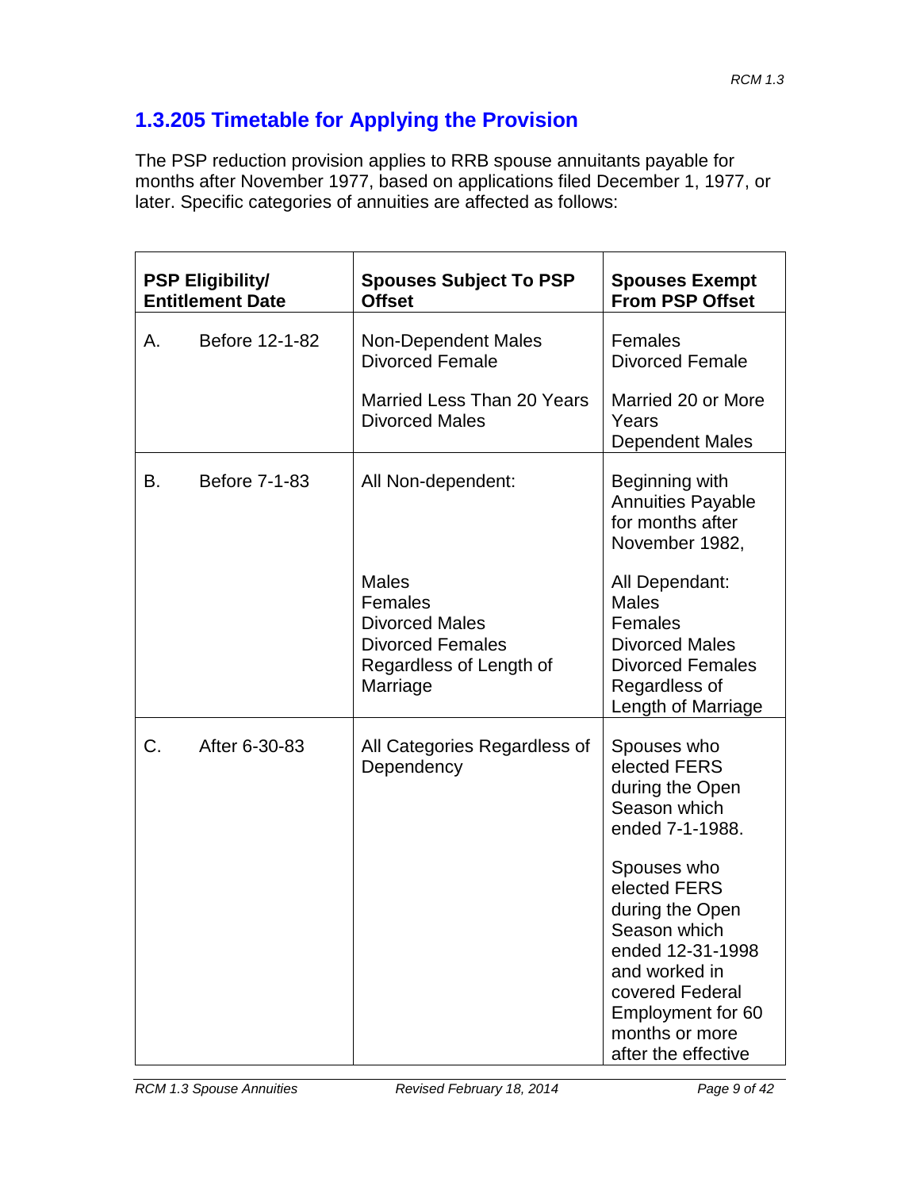## 1.3.205 Timetable for Applying the Provision

The PSP reduction provision applies to RRB spouse annuitants payable for months after November 1977, based on applications filed December 1, 1977, or later. Specific categories of annuities are affected as follows:

| PSP Eligibility/ Entitlement Date | Spouses Subject To PSP Offset | Spouses Exempt From PSP Offset |
|---|---|---|
| A. Before 12-1-82 | Non-Dependent Males Divorced Female<br><br>Married Less Than 20 Years Divorced Males | Females Divorced Female<br><br>Married 20 or More Years Dependent Males |
| B. Before 7-1-83 | All Non-dependent:<br><br>Males<br>Females<br>Divorced Males<br>Divorced Females<br>Regardless of Length of Marriage | Beginning with Annuities Payable for months after November 1982,<br><br>All Dependant:<br>Males<br>Females<br>Divorced Males<br>Divorced Females<br>Regardless of Length of Marriage |
| C. After 6-30-83 | All Categories Regardless of Dependency | Spouses who elected FERS during the Open Season which ended 7-1-1988.<br><br>Spouses who elected FERS during the Open Season which ended 12-31-1998 and worked in covered Federal Employment for 60 months or more after the effective |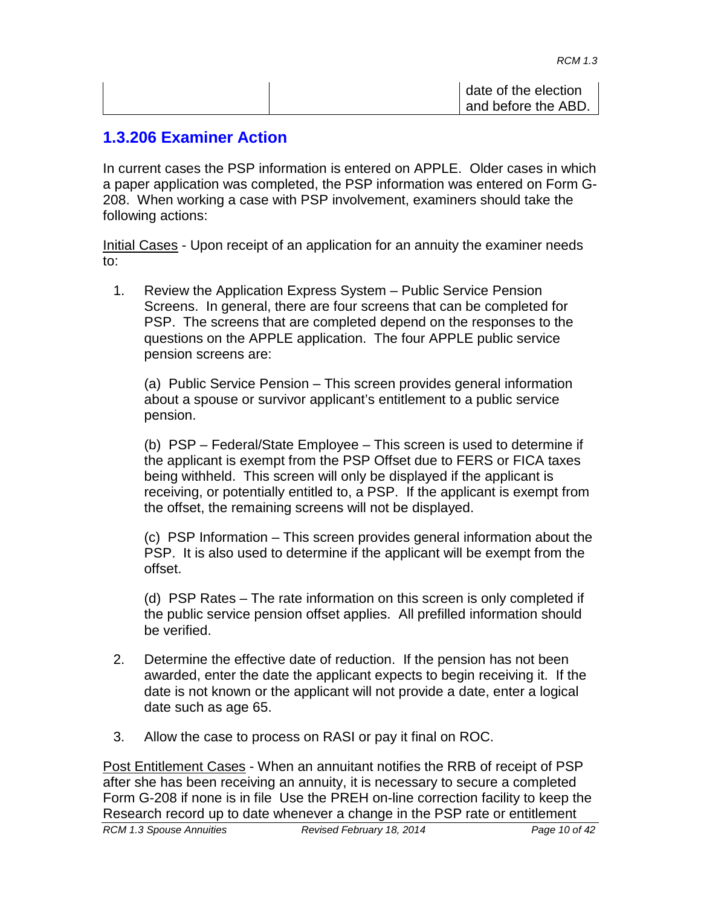| | | date of the election and before the ABD. |
|---|---|---|

## 1.3.206 Examiner Action

In current cases the PSP information is entered on APPLE. Older cases in which a paper application was completed, the PSP information was entered on Form G-208. When working a case with PSP involvement, examiners should take the following actions:

Initial Cases - Upon receipt of an application for an annuity the examiner needs to:

1. Review the Application Express System – Public Service Pension Screens. In general, there are four screens that can be completed for PSP. The screens that are completed depend on the responses to the questions on the APPLE application. The four APPLE public service pension screens are:

   (a) Public Service Pension – This screen provides general information about a spouse or survivor applicant's entitlement to a public service pension.

   (b) PSP – Federal/State Employee – This screen is used to determine if the applicant is exempt from the PSP Offset due to FERS or FICA taxes being withheld. This screen will only be displayed if the applicant is receiving, or potentially entitled to, a PSP. If the applicant is exempt from the offset, the remaining screens will not be displayed.

   (c) PSP Information – This screen provides general information about the PSP. It is also used to determine if the applicant will be exempt from the offset.

   (d) PSP Rates – The rate information on this screen is only completed if the public service pension offset applies. All prefilled information should be verified.

2. Determine the effective date of reduction. If the pension has not been awarded, enter the date the applicant expects to begin receiving it. If the date is not known or the applicant will not provide a date, enter a logical date such as age 65.

3. Allow the case to process on RASI or pay it final on ROC.

Post Entitlement Cases - When an annuitant notifies the RRB of receipt of PSP after she has been receiving an annuity, it is necessary to secure a completed Form G-208 if none is in file Use the PREH on-line correction facility to keep the Research record up to date whenever a change in the PSP rate or entitlement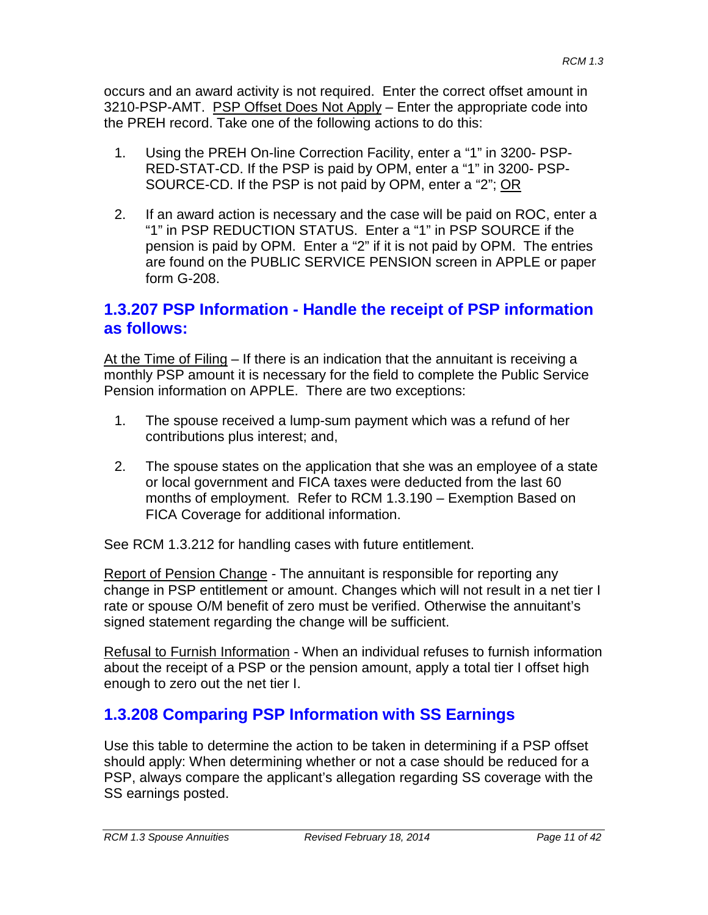occurs and an award activity is not required. Enter the correct offset amount in 3210-PSP-AMT. <u>PSP Offset Does Not Apply</u> – Enter the appropriate code into the PREH record. Take one of the following actions to do this:

1. Using the PREH On-line Correction Facility, enter a “1” in 3200- PSP-RED-STAT-CD. If the PSP is paid by OPM, enter a “1” in 3200- PSP-SOURCE-CD. If the PSP is not paid by OPM, enter a “2”; <u>OR</u>

2. If an award action is necessary and the case will be paid on ROC, enter a “1” in PSP REDUCTION STATUS. Enter a “1” in PSP SOURCE if the pension is paid by OPM. Enter a “2” if it is not paid by OPM. The entries are found on the PUBLIC SERVICE PENSION screen in APPLE or paper form G-208.

## 1.3.207 PSP Information - Handle the receipt of PSP information as follows:

<u>At the Time of Filing</u> – If there is an indication that the annuitant is receiving a monthly PSP amount it is necessary for the field to complete the Public Service Pension information on APPLE. There are two exceptions:

1. The spouse received a lump-sum payment which was a refund of her contributions plus interest; and,

2. The spouse states on the application that she was an employee of a state or local government and FICA taxes were deducted from the last 60 months of employment. Refer to RCM 1.3.190 – Exemption Based on FICA Coverage for additional information.

See RCM 1.3.212 for handling cases with future entitlement.

<u>Report of Pension Change</u> - The annuitant is responsible for reporting any change in PSP entitlement or amount. Changes which will not result in a net tier I rate or spouse O/M benefit of zero must be verified. Otherwise the annuitant’s signed statement regarding the change will be sufficient.

<u>Refusal to Furnish Information</u> - When an individual refuses to furnish information about the receipt of a PSP or the pension amount, apply a total tier I offset high enough to zero out the net tier I.

## 1.3.208 Comparing PSP Information with SS Earnings

Use this table to determine the action to be taken in determining if a PSP offset should apply: When determining whether or not a case should be reduced for a PSP, always compare the applicant’s allegation regarding SS coverage with the SS earnings posted.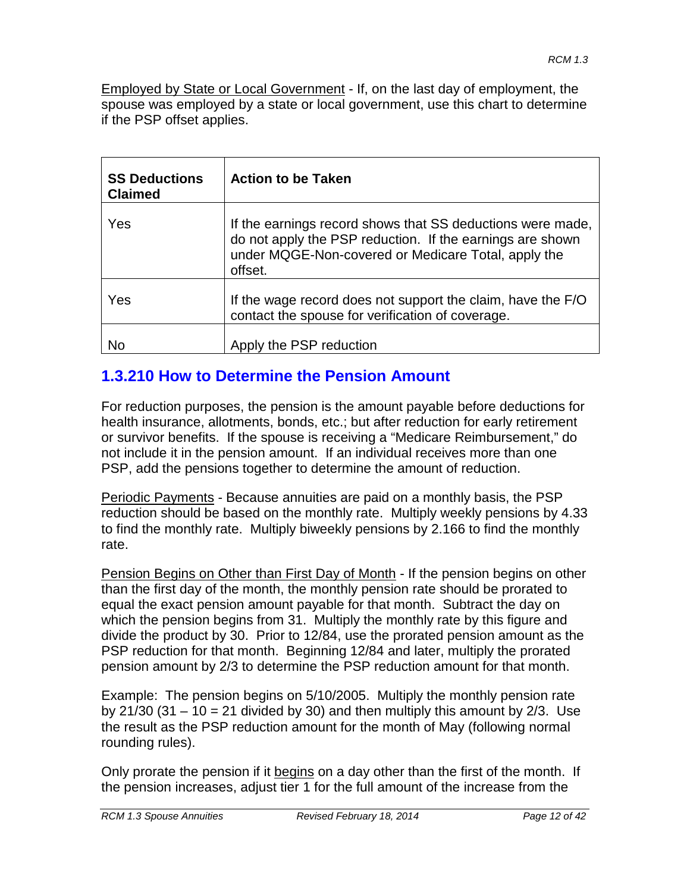Employed by State or Local Government - If, on the last day of employment, the spouse was employed by a state or local government, use this chart to determine if the PSP offset applies.

| SS Deductions Claimed | Action to be Taken |
|---|---|
| Yes | If the earnings record shows that SS deductions were made, do not apply the PSP reduction. If the earnings are shown under MQGE-Non-covered or Medicare Total, apply the offset. |
| Yes | If the wage record does not support the claim, have the F/O contact the spouse for verification of coverage. |
| No | Apply the PSP reduction |

## 1.3.210 How to Determine the Pension Amount

For reduction purposes, the pension is the amount payable before deductions for health insurance, allotments, bonds, etc.; but after reduction for early retirement or survivor benefits. If the spouse is receiving a "Medicare Reimbursement," do not include it in the pension amount. If an individual receives more than one PSP, add the pensions together to determine the amount of reduction.

Periodic Payments - Because annuities are paid on a monthly basis, the PSP reduction should be based on the monthly rate. Multiply weekly pensions by 4.33 to find the monthly rate. Multiply biweekly pensions by 2.166 to find the monthly rate.

Pension Begins on Other than First Day of Month - If the pension begins on other than the first day of the month, the monthly pension rate should be prorated to equal the exact pension amount payable for that month. Subtract the day on which the pension begins from 31. Multiply the monthly rate by this figure and divide the product by 30. Prior to 12/84, use the prorated pension amount as the PSP reduction for that month. Beginning 12/84 and later, multiply the prorated pension amount by 2/3 to determine the PSP reduction amount for that month.

Example: The pension begins on 5/10/2005. Multiply the monthly pension rate by 21/30 (31 – 10 = 21 divided by 30) and then multiply this amount by 2/3. Use the result as the PSP reduction amount for the month of May (following normal rounding rules).

Only prorate the pension if it begins on a day other than the first of the month. If the pension increases, adjust tier 1 for the full amount of the increase from the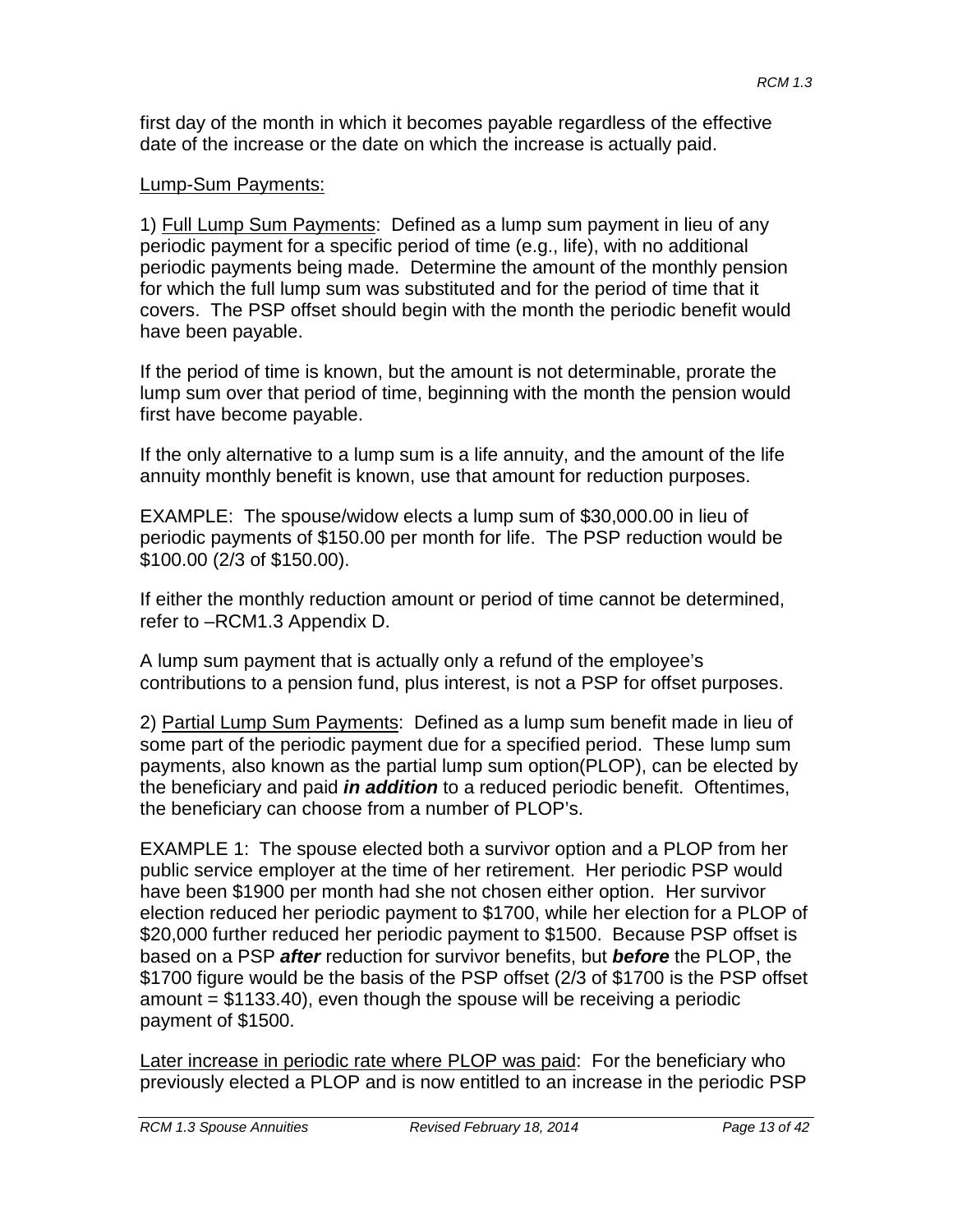first day of the month in which it becomes payable regardless of the effective date of the increase or the date on which the increase is actually paid.

<u>Lump-Sum Payments:</u>

1) <u>Full Lump Sum Payments</u>: Defined as a lump sum payment in lieu of any periodic payment for a specific period of time (e.g., life), with no additional periodic payments being made. Determine the amount of the monthly pension for which the full lump sum was substituted and for the period of time that it covers. The PSP offset should begin with the month the periodic benefit would have been payable.

If the period of time is known, but the amount is not determinable, prorate the lump sum over that period of time, beginning with the month the pension would first have become payable.

If the only alternative to a lump sum is a life annuity, and the amount of the life annuity monthly benefit is known, use that amount for reduction purposes.

EXAMPLE: The spouse/widow elects a lump sum of $30,000.00 in lieu of periodic payments of $150.00 per month for life. The PSP reduction would be $100.00 (2/3 of $150.00).

If either the monthly reduction amount or period of time cannot be determined, refer to –RCM1.3 Appendix D.

A lump sum payment that is actually only a refund of the employee's contributions to a pension fund, plus interest, is not a PSP for offset purposes.

2) <u>Partial Lump Sum Payments</u>: Defined as a lump sum benefit made in lieu of some part of the periodic payment due for a specified period. These lump sum payments, also known as the partial lump sum option(PLOP), can be elected by the beneficiary and paid ***in addition*** to a reduced periodic benefit. Oftentimes, the beneficiary can choose from a number of PLOP's.

EXAMPLE 1: The spouse elected both a survivor option and a PLOP from her public service employer at the time of her retirement. Her periodic PSP would have been $1900 per month had she not chosen either option. Her survivor election reduced her periodic payment to $1700, while her election for a PLOP of $20,000 further reduced her periodic payment to $1500. Because PSP offset is based on a PSP ***after*** reduction for survivor benefits, but ***before*** the PLOP, the $1700 figure would be the basis of the PSP offset (2/3 of $1700 is the PSP offset amount = $1133.40), even though the spouse will be receiving a periodic payment of $1500.

<u>Later increase in periodic rate where PLOP was paid</u>: For the beneficiary who previously elected a PLOP and is now entitled to an increase in the periodic PSP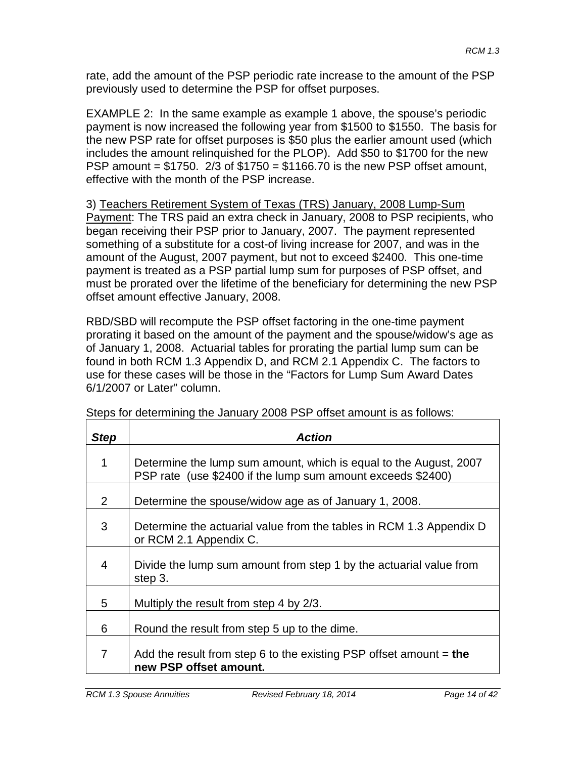rate, add the amount of the PSP periodic rate increase to the amount of the PSP previously used to determine the PSP for offset purposes.

EXAMPLE 2: In the same example as example 1 above, the spouse's periodic payment is now increased the following year from $1500 to $1550. The basis for the new PSP rate for offset purposes is $50 plus the earlier amount used (which includes the amount relinquished for the PLOP). Add $50 to $1700 for the new PSP amount = $1750. 2/3 of $1750 = $1166.70 is the new PSP offset amount, effective with the month of the PSP increase.

3) <u>Teachers Retirement System of Texas (TRS) January, 2008 Lump-Sum Payment</u>: The TRS paid an extra check in January, 2008 to PSP recipients, who began receiving their PSP prior to January, 2007. The payment represented something of a substitute for a cost-of living increase for 2007, and was in the amount of the August, 2007 payment, but not to exceed $2400. This one-time payment is treated as a PSP partial lump sum for purposes of PSP offset, and must be prorated over the lifetime of the beneficiary for determining the new PSP offset amount effective January, 2008.

RBD/SBD will recompute the PSP offset factoring in the one-time payment prorating it based on the amount of the payment and the spouse/widow's age as of January 1, 2008. Actuarial tables for prorating the partial lump sum can be found in both RCM 1.3 Appendix D, and RCM 2.1 Appendix C. The factors to use for these cases will be those in the "Factors for Lump Sum Award Dates 6/1/2007 or Later" column.

Steps for determining the January 2008 PSP offset amount is as follows:

| ***Step*** | ***Action*** |
|---|---|
| 1 | Determine the lump sum amount, which is equal to the August, 2007 PSP rate (use $2400 if the lump sum amount exceeds $2400) |
| 2 | Determine the spouse/widow age as of January 1, 2008. |
| 3 | Determine the actuarial value from the tables in RCM 1.3 Appendix D or RCM 2.1 Appendix C. |
| 4 | Divide the lump sum amount from step 1 by the actuarial value from step 3. |
| 5 | Multiply the result from step 4 by 2/3. |
| 6 | Round the result from step 5 up to the dime. |
| 7 | Add the result from step 6 to the existing PSP offset amount = **the new PSP offset amount.** |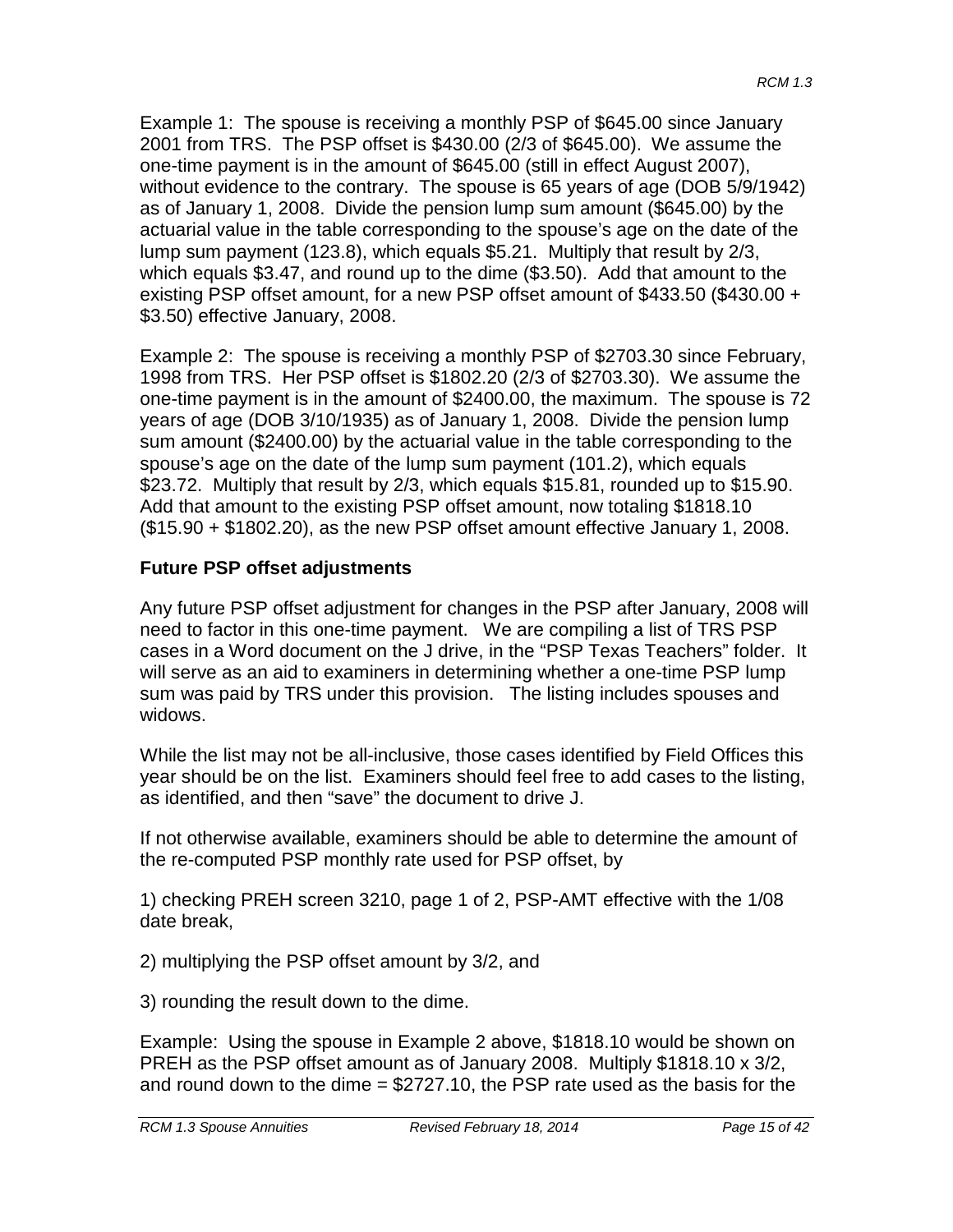Example 1: The spouse is receiving a monthly PSP of $645.00 since January 2001 from TRS. The PSP offset is $430.00 (2/3 of $645.00). We assume the one-time payment is in the amount of $645.00 (still in effect August 2007), without evidence to the contrary. The spouse is 65 years of age (DOB 5/9/1942) as of January 1, 2008. Divide the pension lump sum amount ($645.00) by the actuarial value in the table corresponding to the spouse's age on the date of the lump sum payment (123.8), which equals $5.21. Multiply that result by 2/3, which equals $3.47, and round up to the dime ($3.50). Add that amount to the existing PSP offset amount, for a new PSP offset amount of $433.50 ($430.00 + $3.50) effective January, 2008.

Example 2: The spouse is receiving a monthly PSP of $2703.30 since February, 1998 from TRS. Her PSP offset is $1802.20 (2/3 of $2703.30). We assume the one-time payment is in the amount of $2400.00, the maximum. The spouse is 72 years of age (DOB 3/10/1935) as of January 1, 2008. Divide the pension lump sum amount ($2400.00) by the actuarial value in the table corresponding to the spouse's age on the date of the lump sum payment (101.2), which equals $23.72. Multiply that result by 2/3, which equals $15.81, rounded up to $15.90. Add that amount to the existing PSP offset amount, now totaling $1818.10 ($15.90 + $1802.20), as the new PSP offset amount effective January 1, 2008.

### Future PSP offset adjustments

Any future PSP offset adjustment for changes in the PSP after January, 2008 will need to factor in this one-time payment. We are compiling a list of TRS PSP cases in a Word document on the J drive, in the "PSP Texas Teachers" folder. It will serve as an aid to examiners in determining whether a one-time PSP lump sum was paid by TRS under this provision. The listing includes spouses and widows.

While the list may not be all-inclusive, those cases identified by Field Offices this year should be on the list. Examiners should feel free to add cases to the listing, as identified, and then "save" the document to drive J.

If not otherwise available, examiners should be able to determine the amount of the re-computed PSP monthly rate used for PSP offset, by

1) checking PREH screen 3210, page 1 of 2, PSP-AMT effective with the 1/08 date break,

2) multiplying the PSP offset amount by 3/2, and

3) rounding the result down to the dime.

Example: Using the spouse in Example 2 above, $1818.10 would be shown on PREH as the PSP offset amount as of January 2008. Multiply $1818.10 x 3/2, and round down to the dime = $2727.10, the PSP rate used as the basis for the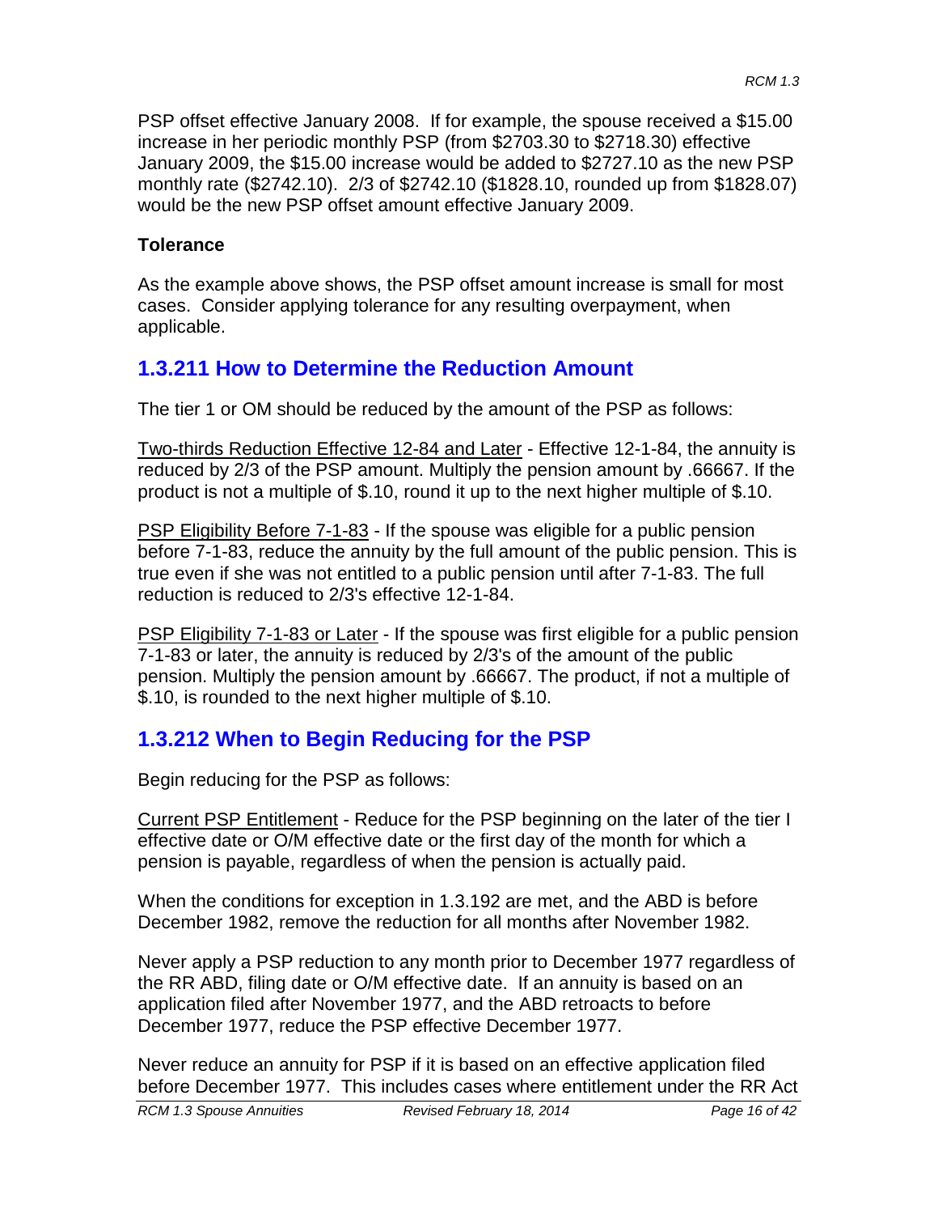PSP offset effective January 2008. If for example, the spouse received a $15.00 increase in her periodic monthly PSP (from $2703.30 to $2718.30) effective January 2009, the $15.00 increase would be added to $2727.10 as the new PSP monthly rate ($2742.10). 2/3 of $2742.10 ($1828.10, rounded up from $1828.07) would be the new PSP offset amount effective January 2009.

**Tolerance**

As the example above shows, the PSP offset amount increase is small for most cases. Consider applying tolerance for any resulting overpayment, when applicable.

## 1.3.211 How to Determine the Reduction Amount

The tier 1 or OM should be reduced by the amount of the PSP as follows:

<u>Two-thirds Reduction Effective 12-84 and Later</u> - Effective 12-1-84, the annuity is reduced by 2/3 of the PSP amount. Multiply the pension amount by .66667. If the product is not a multiple of $.10, round it up to the next higher multiple of $.10.

<u>PSP Eligibility Before 7-1-83</u> - If the spouse was eligible for a public pension before 7-1-83, reduce the annuity by the full amount of the public pension. This is true even if she was not entitled to a public pension until after 7-1-83. The full reduction is reduced to 2/3's effective 12-1-84.

<u>PSP Eligibility 7-1-83 or Later</u> - If the spouse was first eligible for a public pension 7-1-83 or later, the annuity is reduced by 2/3's of the amount of the public pension. Multiply the pension amount by .66667. The product, if not a multiple of $.10, is rounded to the next higher multiple of $.10.

## 1.3.212 When to Begin Reducing for the PSP

Begin reducing for the PSP as follows:

<u>Current PSP Entitlement</u> - Reduce for the PSP beginning on the later of the tier I effective date or O/M effective date or the first day of the month for which a pension is payable, regardless of when the pension is actually paid.

When the conditions for exception in 1.3.192 are met, and the ABD is before December 1982, remove the reduction for all months after November 1982.

Never apply a PSP reduction to any month prior to December 1977 regardless of the RR ABD, filing date or O/M effective date. If an annuity is based on an application filed after November 1977, and the ABD retroacts to before December 1977, reduce the PSP effective December 1977.

Never reduce an annuity for PSP if it is based on an effective application filed before December 1977. This includes cases where entitlement under the RR Act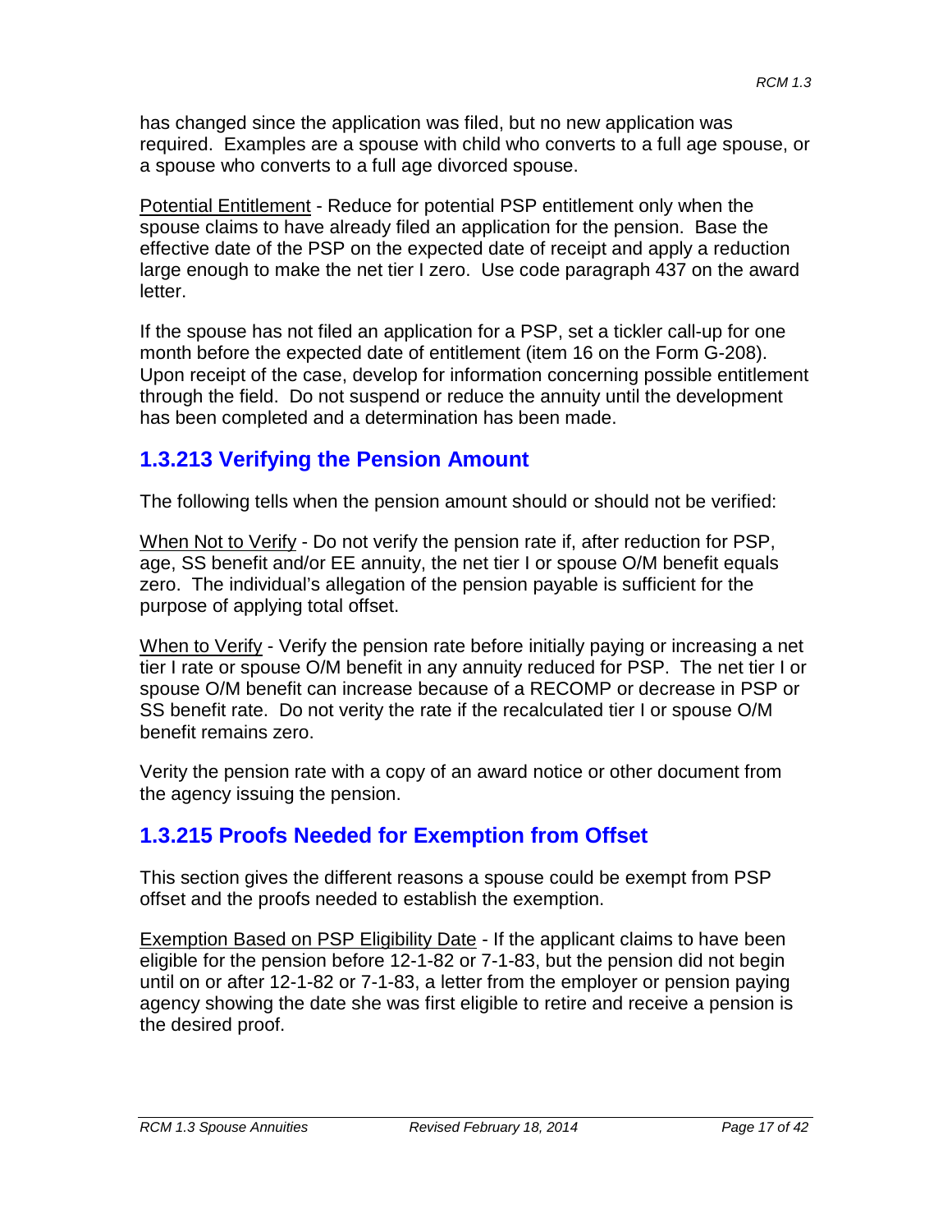has changed since the application was filed, but no new application was required. Examples are a spouse with child who converts to a full age spouse, or a spouse who converts to a full age divorced spouse.

Potential Entitlement - Reduce for potential PSP entitlement only when the spouse claims to have already filed an application for the pension. Base the effective date of the PSP on the expected date of receipt and apply a reduction large enough to make the net tier I zero. Use code paragraph 437 on the award letter.

If the spouse has not filed an application for a PSP, set a tickler call-up for one month before the expected date of entitlement (item 16 on the Form G-208). Upon receipt of the case, develop for information concerning possible entitlement through the field. Do not suspend or reduce the annuity until the development has been completed and a determination has been made.

## 1.3.213 Verifying the Pension Amount

The following tells when the pension amount should or should not be verified:

When Not to Verify - Do not verify the pension rate if, after reduction for PSP, age, SS benefit and/or EE annuity, the net tier I or spouse O/M benefit equals zero. The individual's allegation of the pension payable is sufficient for the purpose of applying total offset.

When to Verify - Verify the pension rate before initially paying or increasing a net tier I rate or spouse O/M benefit in any annuity reduced for PSP. The net tier I or spouse O/M benefit can increase because of a RECOMP or decrease in PSP or SS benefit rate. Do not verity the rate if the recalculated tier I or spouse O/M benefit remains zero.

Verity the pension rate with a copy of an award notice or other document from the agency issuing the pension.

## 1.3.215 Proofs Needed for Exemption from Offset

This section gives the different reasons a spouse could be exempt from PSP offset and the proofs needed to establish the exemption.

Exemption Based on PSP Eligibility Date - If the applicant claims to have been eligible for the pension before 12-1-82 or 7-1-83, but the pension did not begin until on or after 12-1-82 or 7-1-83, a letter from the employer or pension paying agency showing the date she was first eligible to retire and receive a pension is the desired proof.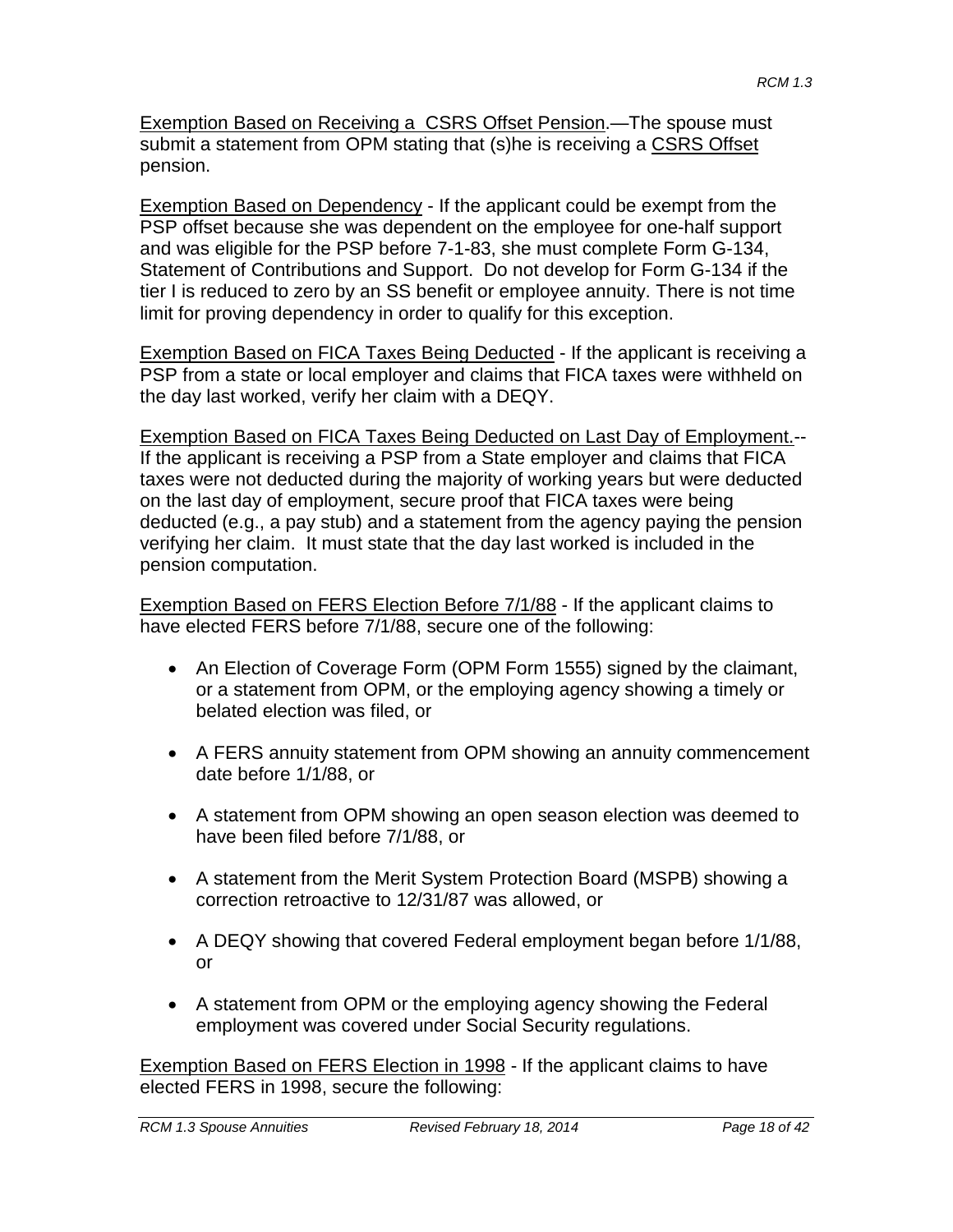Exemption Based on Receiving a  CSRS Offset Pension.—The spouse must submit a statement from OPM stating that (s)he is receiving a CSRS Offset pension.

Exemption Based on Dependency - If the applicant could be exempt from the PSP offset because she was dependent on the employee for one-half support and was eligible for the PSP before 7-1-83, she must complete Form G-134, Statement of Contributions and Support.  Do not develop for Form G-134 if the tier I is reduced to zero by an SS benefit or employee annuity. There is not time limit for proving dependency in order to qualify for this exception.

Exemption Based on FICA Taxes Being Deducted - If the applicant is receiving a PSP from a state or local employer and claims that FICA taxes were withheld on the day last worked, verify her claim with a DEQY.

Exemption Based on FICA Taxes Being Deducted on Last Day of Employment.-- If the applicant is receiving a PSP from a State employer and claims that FICA taxes were not deducted during the majority of working years but were deducted on the last day of employment, secure proof that FICA taxes were being deducted (e.g., a pay stub) and a statement from the agency paying the pension verifying her claim.  It must state that the day last worked is included in the pension computation.

Exemption Based on FERS Election Before 7/1/88 - If the applicant claims to have elected FERS before 7/1/88, secure one of the following:

- An Election of Coverage Form (OPM Form 1555) signed by the claimant, or a statement from OPM, or the employing agency showing a timely or belated election was filed, or
- A FERS annuity statement from OPM showing an annuity commencement date before 1/1/88, or
- A statement from OPM showing an open season election was deemed to have been filed before 7/1/88, or
- A statement from the Merit System Protection Board (MSPB) showing a correction retroactive to 12/31/87 was allowed, or
- A DEQY showing that covered Federal employment began before 1/1/88, or
- A statement from OPM or the employing agency showing the Federal employment was covered under Social Security regulations.

Exemption Based on FERS Election in 1998 - If the applicant claims to have elected FERS in 1998, secure the following: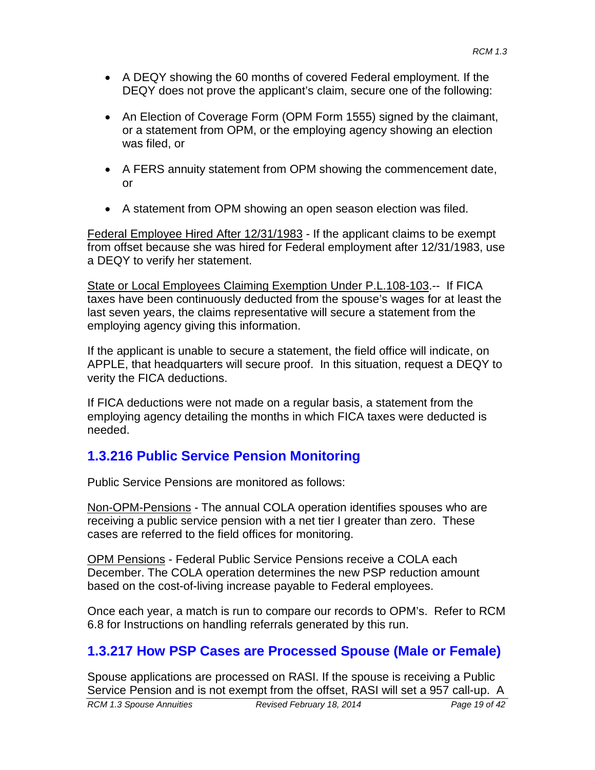- A DEQY showing the 60 months of covered Federal employment. If the DEQY does not prove the applicant's claim, secure one of the following:

- An Election of Coverage Form (OPM Form 1555) signed by the claimant, or a statement from OPM, or the employing agency showing an election was filed, or

- A FERS annuity statement from OPM showing the commencement date, or

- A statement from OPM showing an open season election was filed.

Federal Employee Hired After 12/31/1983 - If the applicant claims to be exempt from offset because she was hired for Federal employment after 12/31/1983, use a DEQY to verify her statement.

State or Local Employees Claiming Exemption Under P.L.108-103.-- If FICA taxes have been continuously deducted from the spouse's wages for at least the last seven years, the claims representative will secure a statement from the employing agency giving this information.

If the applicant is unable to secure a statement, the field office will indicate, on APPLE, that headquarters will secure proof. In this situation, request a DEQY to verity the FICA deductions.

If FICA deductions were not made on a regular basis, a statement from the employing agency detailing the months in which FICA taxes were deducted is needed.

## 1.3.216 Public Service Pension Monitoring

Public Service Pensions are monitored as follows:

Non-OPM-Pensions - The annual COLA operation identifies spouses who are receiving a public service pension with a net tier I greater than zero. These cases are referred to the field offices for monitoring.

OPM Pensions - Federal Public Service Pensions receive a COLA each December. The COLA operation determines the new PSP reduction amount based on the cost-of-living increase payable to Federal employees.

Once each year, a match is run to compare our records to OPM's. Refer to RCM 6.8 for Instructions on handling referrals generated by this run.

## 1.3.217 How PSP Cases are Processed Spouse (Male or Female)

Spouse applications are processed on RASI. If the spouse is receiving a Public Service Pension and is not exempt from the offset, RASI will set a 957 call-up. A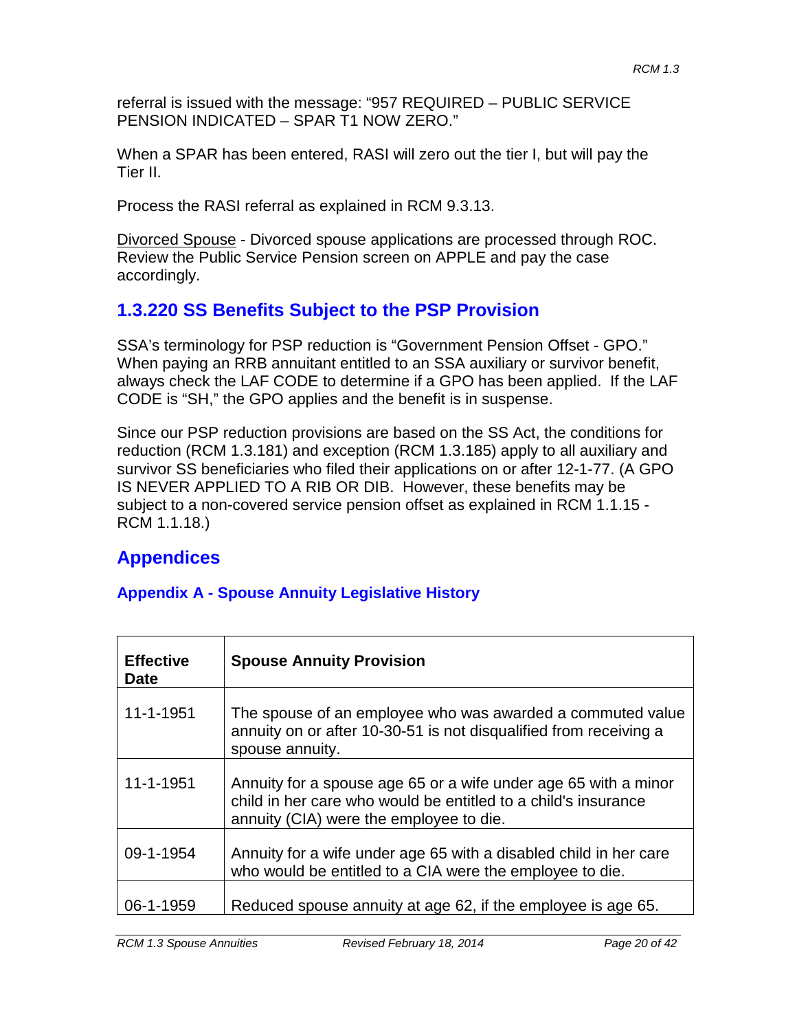referral is issued with the message: "957 REQUIRED – PUBLIC SERVICE PENSION INDICATED – SPAR T1 NOW ZERO."

When a SPAR has been entered, RASI will zero out the tier I, but will pay the Tier II.

Process the RASI referral as explained in RCM 9.3.13.

Divorced Spouse - Divorced spouse applications are processed through ROC. Review the Public Service Pension screen on APPLE and pay the case accordingly.

## 1.3.220 SS Benefits Subject to the PSP Provision

SSA's terminology for PSP reduction is "Government Pension Offset - GPO." When paying an RRB annuitant entitled to an SSA auxiliary or survivor benefit, always check the LAF CODE to determine if a GPO has been applied. If the LAF CODE is "SH," the GPO applies and the benefit is in suspense.

Since our PSP reduction provisions are based on the SS Act, the conditions for reduction (RCM 1.3.181) and exception (RCM 1.3.185) apply to all auxiliary and survivor SS beneficiaries who filed their applications on or after 12-1-77. (A GPO IS NEVER APPLIED TO A RIB OR DIB. However, these benefits may be subject to a non-covered service pension offset as explained in RCM 1.1.15 - RCM 1.1.18.)

## Appendices

### Appendix A - Spouse Annuity Legislative History

| Effective Date | Spouse Annuity Provision |
|---|---|
| 11-1-1951 | The spouse of an employee who was awarded a commuted value annuity on or after 10-30-51 is not disqualified from receiving a spouse annuity. |
| 11-1-1951 | Annuity for a spouse age 65 or a wife under age 65 with a minor child in her care who would be entitled to a child's insurance annuity (CIA) were the employee to die. |
| 09-1-1954 | Annuity for a wife under age 65 with a disabled child in her care who would be entitled to a CIA were the employee to die. |
| 06-1-1959 | Reduced spouse annuity at age 62, if the employee is age 65. |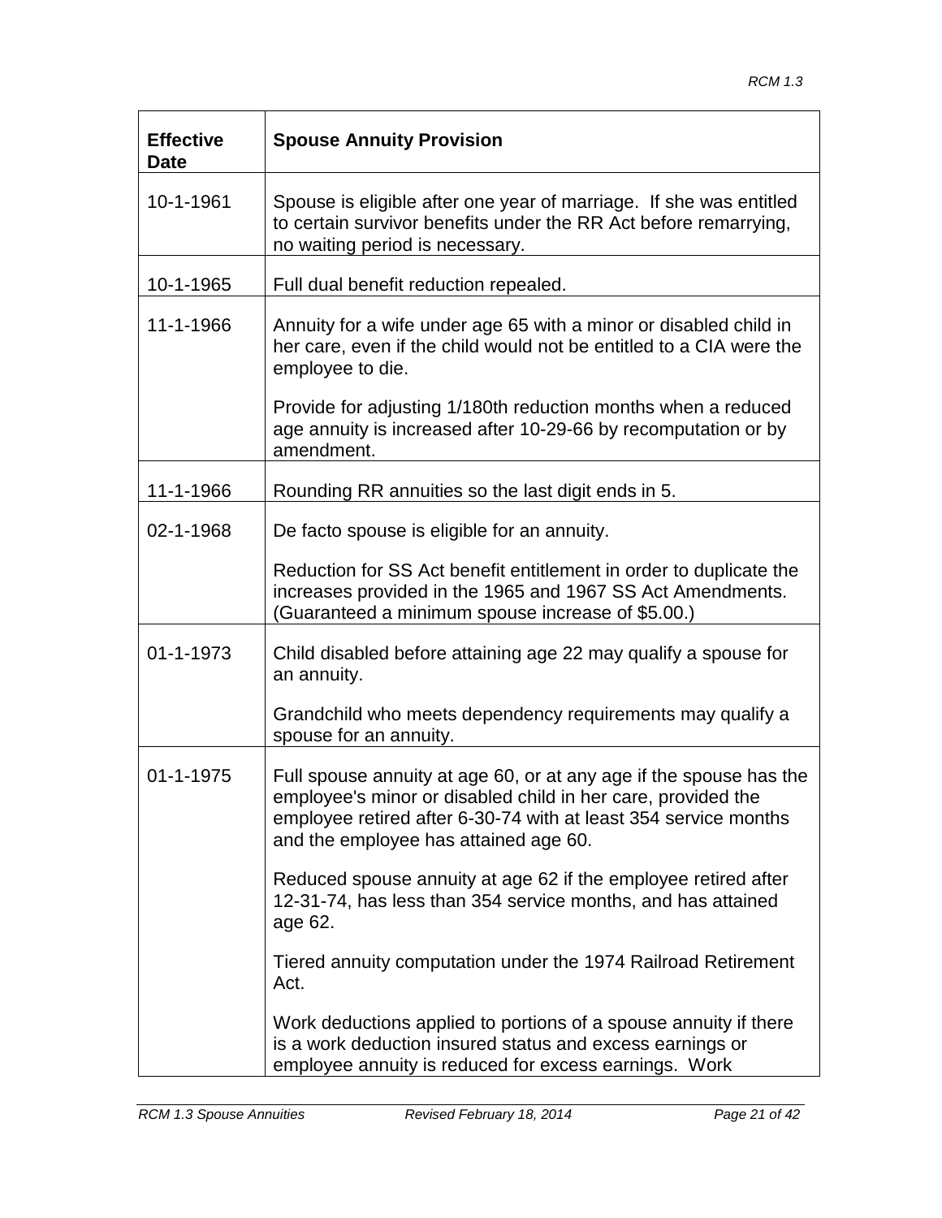| Effective Date | Spouse Annuity Provision |
|---|---|
| 10-1-1961 | Spouse is eligible after one year of marriage. If she was entitled to certain survivor benefits under the RR Act before remarrying, no waiting period is necessary. |
| 10-1-1965 | Full dual benefit reduction repealed. |
| 11-1-1966 | Annuity for a wife under age 65 with a minor or disabled child in her care, even if the child would not be entitled to a CIA were the employee to die.<br><br>Provide for adjusting 1/180th reduction months when a reduced age annuity is increased after 10-29-66 by recomputation or by amendment. |
| 11-1-1966 | Rounding RR annuities so the last digit ends in 5. |
| 02-1-1968 | De facto spouse is eligible for an annuity.<br><br>Reduction for SS Act benefit entitlement in order to duplicate the increases provided in the 1965 and 1967 SS Act Amendments. (Guaranteed a minimum spouse increase of $5.00.) |
| 01-1-1973 | Child disabled before attaining age 22 may qualify a spouse for an annuity.<br><br>Grandchild who meets dependency requirements may qualify a spouse for an annuity. |
| 01-1-1975 | Full spouse annuity at age 60, or at any age if the spouse has the employee's minor or disabled child in her care, provided the employee retired after 6-30-74 with at least 354 service months and the employee has attained age 60.<br><br>Reduced spouse annuity at age 62 if the employee retired after 12-31-74, has less than 354 service months, and has attained age 62.<br><br>Tiered annuity computation under the 1974 Railroad Retirement Act.<br><br>Work deductions applied to portions of a spouse annuity if there is a work deduction insured status and excess earnings or employee annuity is reduced for excess earnings. Work |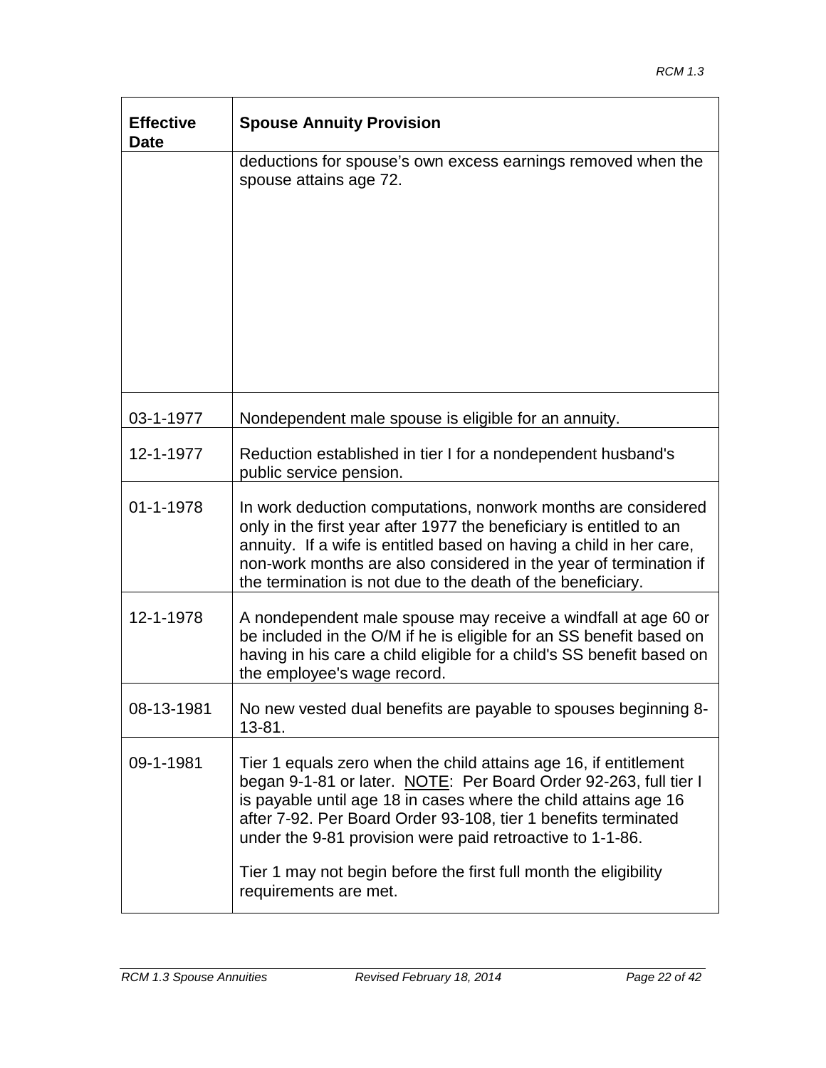| Effective Date | Spouse Annuity Provision |
|---|---|
| | deductions for spouse's own excess earnings removed when the spouse attains age 72. |
| 03-1-1977 | Nondependent male spouse is eligible for an annuity. |
| 12-1-1977 | Reduction established in tier I for a nondependent husband's public service pension. |
| 01-1-1978 | In work deduction computations, nonwork months are considered only in the first year after 1977 the beneficiary is entitled to an annuity. If a wife is entitled based on having a child in her care, non-work months are also considered in the year of termination if the termination is not due to the death of the beneficiary. |
| 12-1-1978 | A nondependent male spouse may receive a windfall at age 60 or be included in the O/M if he is eligible for an SS benefit based on having in his care a child eligible for a child's SS benefit based on the employee's wage record. |
| 08-13-1981 | No new vested dual benefits are payable to spouses beginning 8-13-81. |
| 09-1-1981 | Tier 1 equals zero when the child attains age 16, if entitlement began 9-1-81 or later. NOTE: Per Board Order 92-263, full tier I is payable until age 18 in cases where the child attains age 16 after 7-92. Per Board Order 93-108, tier 1 benefits terminated under the 9-81 provision were paid retroactive to 1-1-86.<br><br>Tier 1 may not begin before the first full month the eligibility requirements are met. |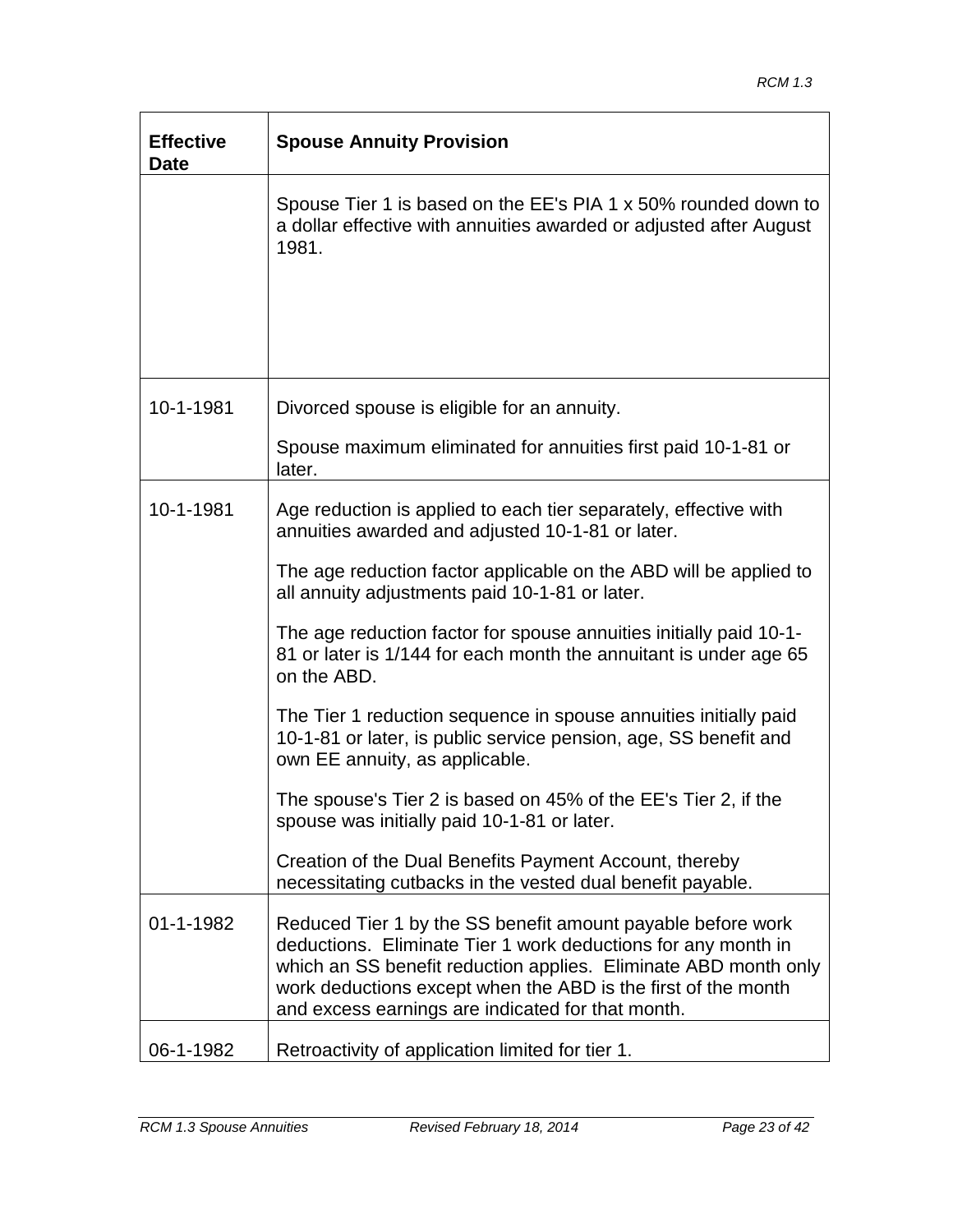| Effective Date | Spouse Annuity Provision |
|---|---|
| | Spouse Tier 1 is based on the EE's PIA 1 x 50% rounded down to a dollar effective with annuities awarded or adjusted after August 1981. |
| 10-1-1981 | Divorced spouse is eligible for an annuity.<br><br>Spouse maximum eliminated for annuities first paid 10-1-81 or later. |
| 10-1-1981 | Age reduction is applied to each tier separately, effective with annuities awarded and adjusted 10-1-81 or later.<br><br>The age reduction factor applicable on the ABD will be applied to all annuity adjustments paid 10-1-81 or later.<br><br>The age reduction factor for spouse annuities initially paid 10-1-81 or later is 1/144 for each month the annuitant is under age 65 on the ABD.<br><br>The Tier 1 reduction sequence in spouse annuities initially paid 10-1-81 or later, is public service pension, age, SS benefit and own EE annuity, as applicable.<br><br>The spouse's Tier 2 is based on 45% of the EE's Tier 2, if the spouse was initially paid 10-1-81 or later.<br><br>Creation of the Dual Benefits Payment Account, thereby necessitating cutbacks in the vested dual benefit payable. |
| 01-1-1982 | Reduced Tier 1 by the SS benefit amount payable before work deductions. Eliminate Tier 1 work deductions for any month in which an SS benefit reduction applies. Eliminate ABD month only work deductions except when the ABD is the first of the month and excess earnings are indicated for that month. |
| 06-1-1982 | Retroactivity of application limited for tier 1. |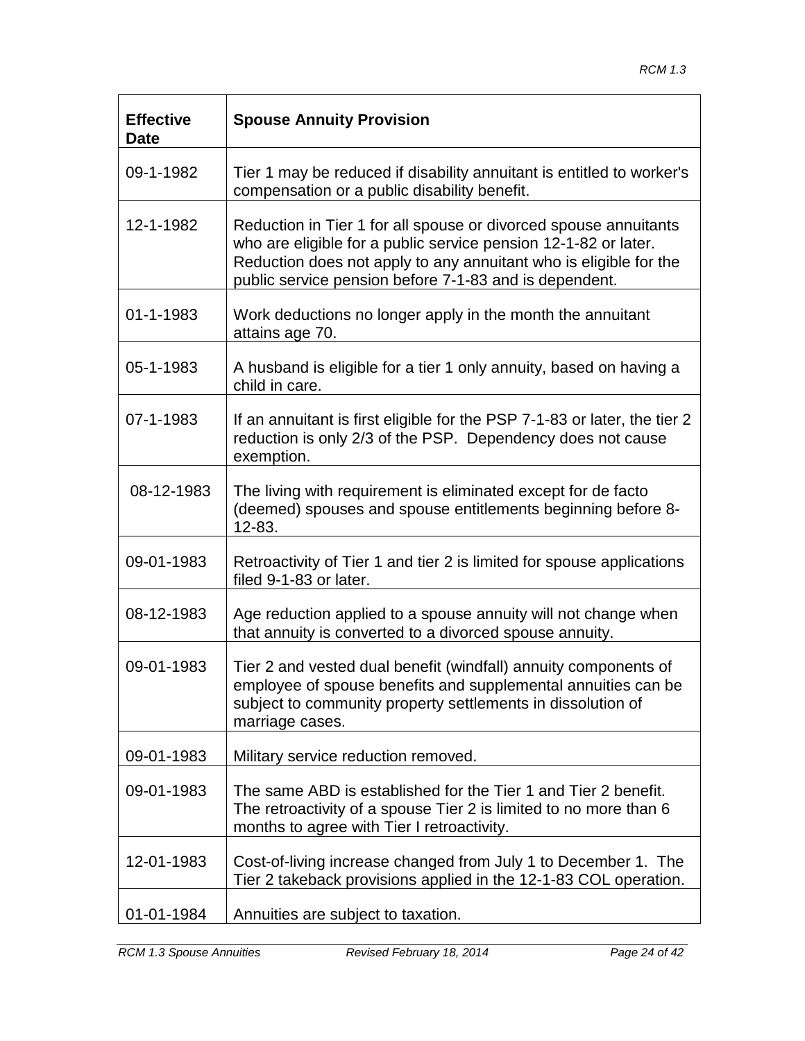| Effective Date | Spouse Annuity Provision |
| --- | --- |
| 09-1-1982 | Tier 1 may be reduced if disability annuitant is entitled to worker's compensation or a public disability benefit. |
| 12-1-1982 | Reduction in Tier 1 for all spouse or divorced spouse annuitants who are eligible for a public service pension 12-1-82 or later. Reduction does not apply to any annuitant who is eligible for the public service pension before 7-1-83 and is dependent. |
| 01-1-1983 | Work deductions no longer apply in the month the annuitant attains age 70. |
| 05-1-1983 | A husband is eligible for a tier 1 only annuity, based on having a child in care. |
| 07-1-1983 | If an annuitant is first eligible for the PSP 7-1-83 or later, the tier 2 reduction is only 2/3 of the PSP. Dependency does not cause exemption. |
| 08-12-1983 | The living with requirement is eliminated except for de facto (deemed) spouses and spouse entitlements beginning before 8-12-83. |
| 09-01-1983 | Retroactivity of Tier 1 and tier 2 is limited for spouse applications filed 9-1-83 or later. |
| 08-12-1983 | Age reduction applied to a spouse annuity will not change when that annuity is converted to a divorced spouse annuity. |
| 09-01-1983 | Tier 2 and vested dual benefit (windfall) annuity components of employee of spouse benefits and supplemental annuities can be subject to community property settlements in dissolution of marriage cases. |
| 09-01-1983 | Military service reduction removed. |
| 09-01-1983 | The same ABD is established for the Tier 1 and Tier 2 benefit. The retroactivity of a spouse Tier 2 is limited to no more than 6 months to agree with Tier I retroactivity. |
| 12-01-1983 | Cost-of-living increase changed from July 1 to December 1. The Tier 2 takeback provisions applied in the 12-1-83 COL operation. |
| 01-01-1984 | Annuities are subject to taxation. |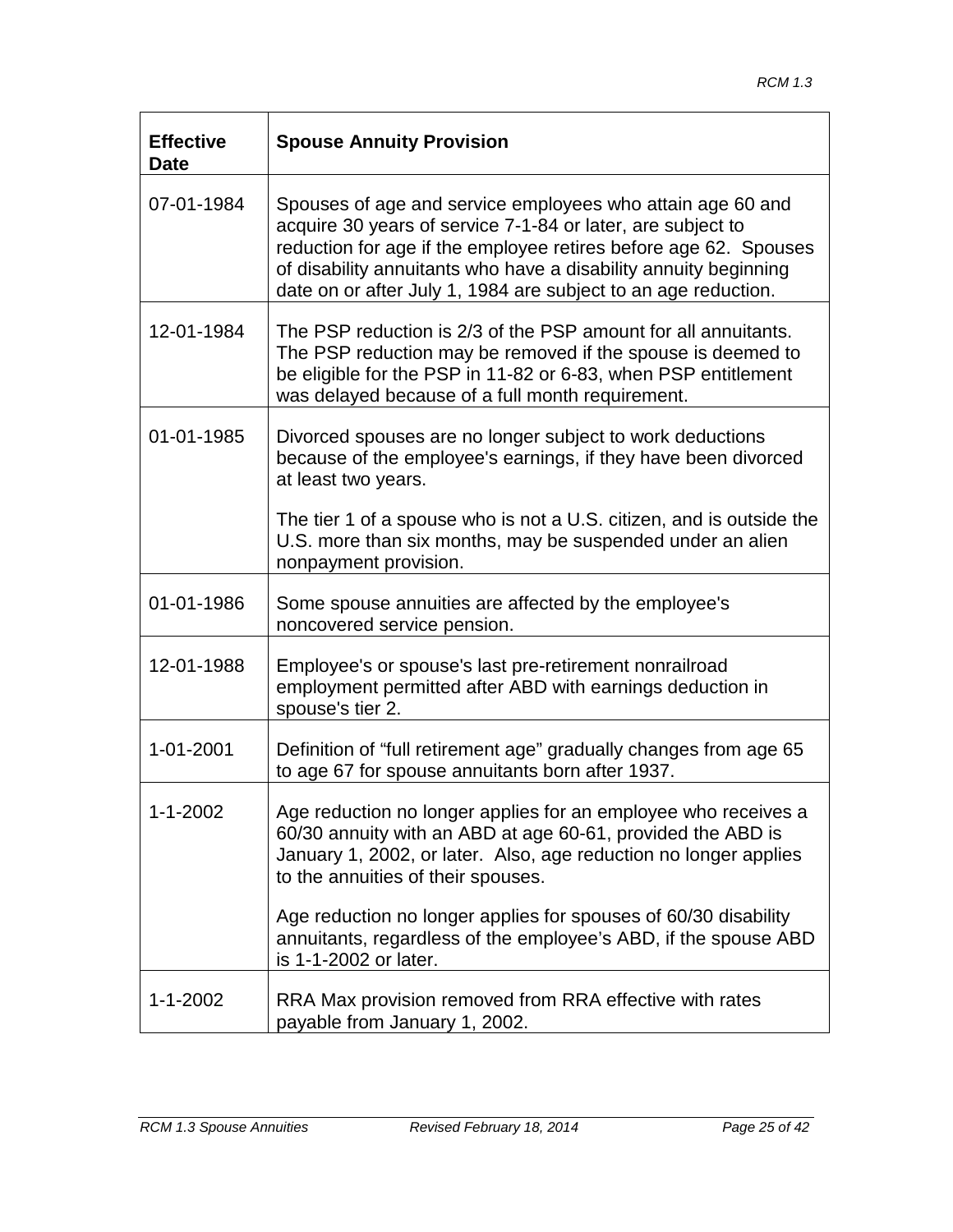| Effective Date | Spouse Annuity Provision |
|---|---|
| 07-01-1984 | Spouses of age and service employees who attain age 60 and acquire 30 years of service 7-1-84 or later, are subject to reduction for age if the employee retires before age 62. Spouses of disability annuitants who have a disability annuity beginning date on or after July 1, 1984 are subject to an age reduction. |
| 12-01-1984 | The PSP reduction is 2/3 of the PSP amount for all annuitants. The PSP reduction may be removed if the spouse is deemed to be eligible for the PSP in 11-82 or 6-83, when PSP entitlement was delayed because of a full month requirement. |
| 01-01-1985 | Divorced spouses are no longer subject to work deductions because of the employee's earnings, if they have been divorced at least two years.<br><br>The tier 1 of a spouse who is not a U.S. citizen, and is outside the U.S. more than six months, may be suspended under an alien nonpayment provision. |
| 01-01-1986 | Some spouse annuities are affected by the employee's noncovered service pension. |
| 12-01-1988 | Employee's or spouse's last pre-retirement nonrailroad employment permitted after ABD with earnings deduction in spouse's tier 2. |
| 1-01-2001 | Definition of “full retirement age” gradually changes from age 65 to age 67 for spouse annuitants born after 1937. |
| 1-1-2002 | Age reduction no longer applies for an employee who receives a 60/30 annuity with an ABD at age 60-61, provided the ABD is January 1, 2002, or later. Also, age reduction no longer applies to the annuities of their spouses.<br><br>Age reduction no longer applies for spouses of 60/30 disability annuitants, regardless of the employee’s ABD, if the spouse ABD is 1-1-2002 or later. |
| 1-1-2002 | RRA Max provision removed from RRA effective with rates payable from January 1, 2002. |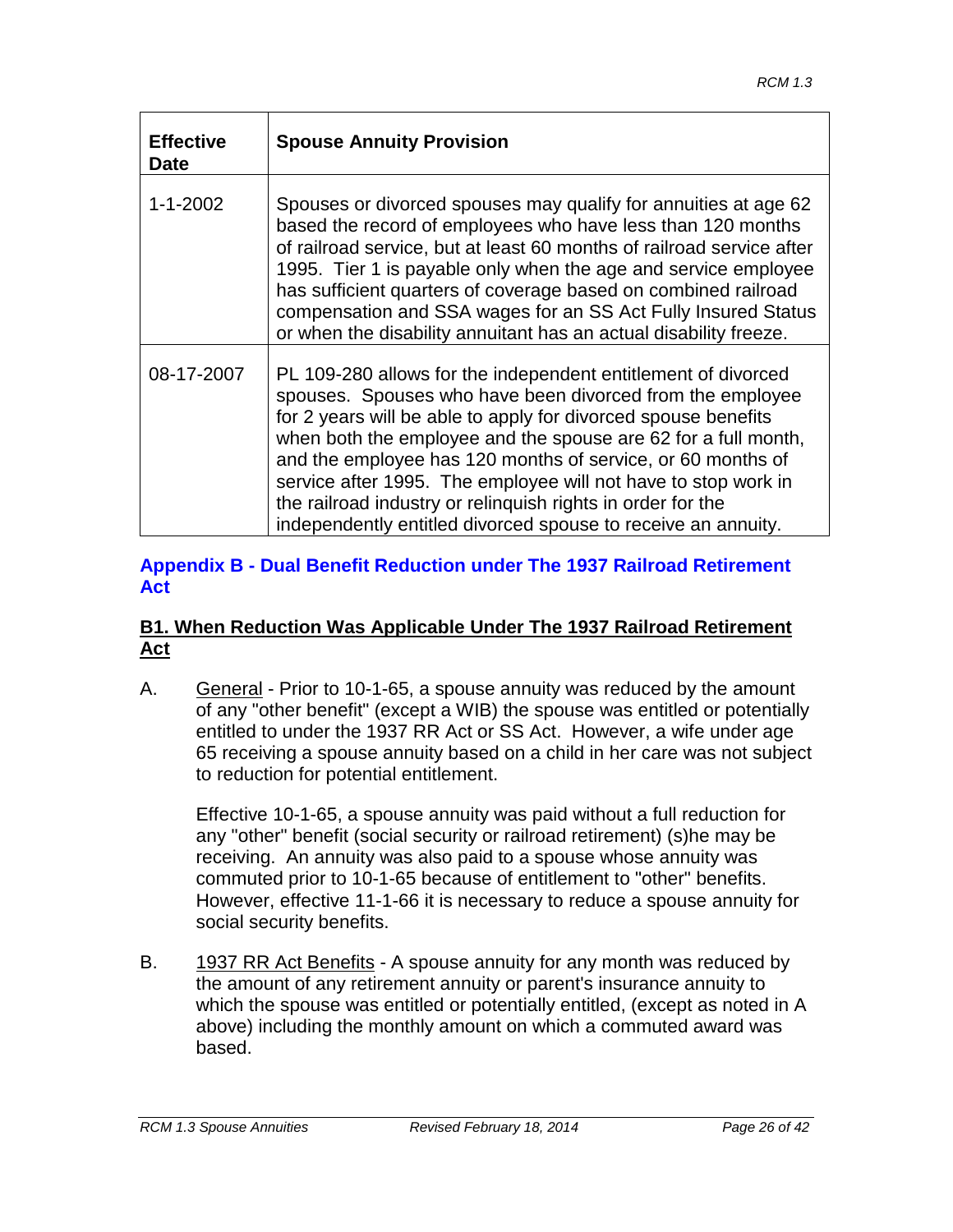| Effective Date | Spouse Annuity Provision |
|---|---|
| 1-1-2002 | Spouses or divorced spouses may qualify for annuities at age 62 based the record of employees who have less than 120 months of railroad service, but at least 60 months of railroad service after 1995. Tier 1 is payable only when the age and service employee has sufficient quarters of coverage based on combined railroad compensation and SSA wages for an SS Act Fully Insured Status or when the disability annuitant has an actual disability freeze. |
| 08-17-2007 | PL 109-280 allows for the independent entitlement of divorced spouses. Spouses who have been divorced from the employee for 2 years will be able to apply for divorced spouse benefits when both the employee and the spouse are 62 for a full month, and the employee has 120 months of service, or 60 months of service after 1995. The employee will not have to stop work in the railroad industry or relinquish rights in order for the independently entitled divorced spouse to receive an annuity. |

## Appendix B - Dual Benefit Reduction under The 1937 Railroad Retirement Act

### B1. When Reduction Was Applicable Under The 1937 Railroad Retirement Act

A. General - Prior to 10-1-65, a spouse annuity was reduced by the amount of any "other benefit" (except a WIB) the spouse was entitled or potentially entitled to under the 1937 RR Act or SS Act. However, a wife under age 65 receiving a spouse annuity based on a child in her care was not subject to reduction for potential entitlement.

Effective 10-1-65, a spouse annuity was paid without a full reduction for any "other" benefit (social security or railroad retirement) (s)he may be receiving. An annuity was also paid to a spouse whose annuity was commuted prior to 10-1-65 because of entitlement to "other" benefits. However, effective 11-1-66 it is necessary to reduce a spouse annuity for social security benefits.

B. 1937 RR Act Benefits - A spouse annuity for any month was reduced by the amount of any retirement annuity or parent's insurance annuity to which the spouse was entitled or potentially entitled, (except as noted in A above) including the monthly amount on which a commuted award was based.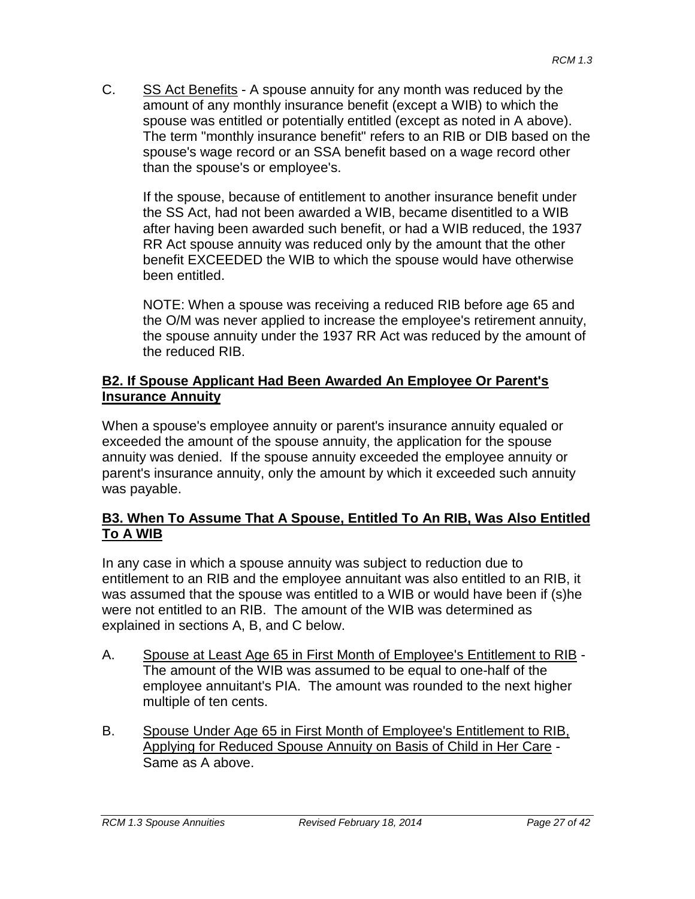C. <u>SS Act Benefits</u> - A spouse annuity for any month was reduced by the amount of any monthly insurance benefit (except a WIB) to which the spouse was entitled or potentially entitled (except as noted in A above). The term "monthly insurance benefit" refers to an RIB or DIB based on the spouse's wage record or an SSA benefit based on a wage record other than the spouse's or employee's.

   If the spouse, because of entitlement to another insurance benefit under the SS Act, had not been awarded a WIB, became disentitled to a WIB after having been awarded such benefit, or had a WIB reduced, the 1937 RR Act spouse annuity was reduced only by the amount that the other benefit EXCEEDED the WIB to which the spouse would have otherwise been entitled.

   NOTE: When a spouse was receiving a reduced RIB before age 65 and the O/M was never applied to increase the employee's retirement annuity, the spouse annuity under the 1937 RR Act was reduced by the amount of the reduced RIB.

## B2. If Spouse Applicant Had Been Awarded An Employee Or Parent's Insurance Annuity

When a spouse's employee annuity or parent's insurance annuity equaled or exceeded the amount of the spouse annuity, the application for the spouse annuity was denied. If the spouse annuity exceeded the employee annuity or parent's insurance annuity, only the amount by which it exceeded such annuity was payable.

## B3. When To Assume That A Spouse, Entitled To An RIB, Was Also Entitled To A WIB

In any case in which a spouse annuity was subject to reduction due to entitlement to an RIB and the employee annuitant was also entitled to an RIB, it was assumed that the spouse was entitled to a WIB or would have been if (s)he were not entitled to an RIB. The amount of the WIB was determined as explained in sections A, B, and C below.

A. <u>Spouse at Least Age 65 in First Month of Employee's Entitlement to RIB</u> - The amount of the WIB was assumed to be equal to one-half of the employee annuitant's PIA. The amount was rounded to the next higher multiple of ten cents.

B. <u>Spouse Under Age 65 in First Month of Employee's Entitlement to RIB, Applying for Reduced Spouse Annuity on Basis of Child in Her Care</u> - Same as A above.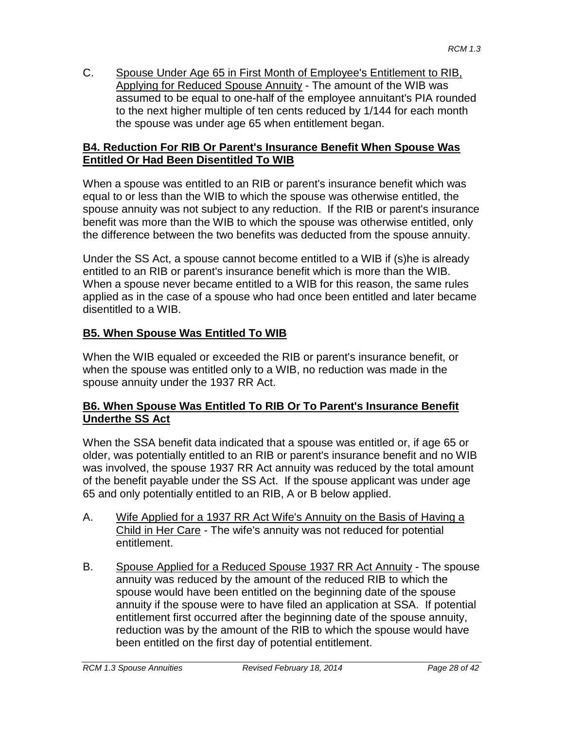C. Spouse Under Age 65 in First Month of Employee's Entitlement to RIB, Applying for Reduced Spouse Annuity - The amount of the WIB was assumed to be equal to one-half of the employee annuitant's PIA rounded to the next higher multiple of ten cents reduced by 1/144 for each month the spouse was under age 65 when entitlement began.

## B4. Reduction For RIB Or Parent's Insurance Benefit When Spouse Was Entitled Or Had Been Disentitled To WIB

When a spouse was entitled to an RIB or parent's insurance benefit which was equal to or less than the WIB to which the spouse was otherwise entitled, the spouse annuity was not subject to any reduction. If the RIB or parent's insurance benefit was more than the WIB to which the spouse was otherwise entitled, only the difference between the two benefits was deducted from the spouse annuity.

Under the SS Act, a spouse cannot become entitled to a WIB if (s)he is already entitled to an RIB or parent's insurance benefit which is more than the WIB. When a spouse never became entitled to a WIB for this reason, the same rules applied as in the case of a spouse who had once been entitled and later became disentitled to a WIB.

## B5. When Spouse Was Entitled To WIB

When the WIB equaled or exceeded the RIB or parent's insurance benefit, or when the spouse was entitled only to a WIB, no reduction was made in the spouse annuity under the 1937 RR Act.

## B6. When Spouse Was Entitled To RIB Or To Parent's Insurance Benefit Underthe SS Act

When the SSA benefit data indicated that a spouse was entitled or, if age 65 or older, was potentially entitled to an RIB or parent's insurance benefit and no WIB was involved, the spouse 1937 RR Act annuity was reduced by the total amount of the benefit payable under the SS Act. If the spouse applicant was under age 65 and only potentially entitled to an RIB, A or B below applied.

A. Wife Applied for a 1937 RR Act Wife's Annuity on the Basis of Having a Child in Her Care - The wife's annuity was not reduced for potential entitlement.

B. Spouse Applied for a Reduced Spouse 1937 RR Act Annuity - The spouse annuity was reduced by the amount of the reduced RIB to which the spouse would have been entitled on the beginning date of the spouse annuity if the spouse were to have filed an application at SSA. If potential entitlement first occurred after the beginning date of the spouse annuity, reduction was by the amount of the RIB to which the spouse would have been entitled on the first day of potential entitlement.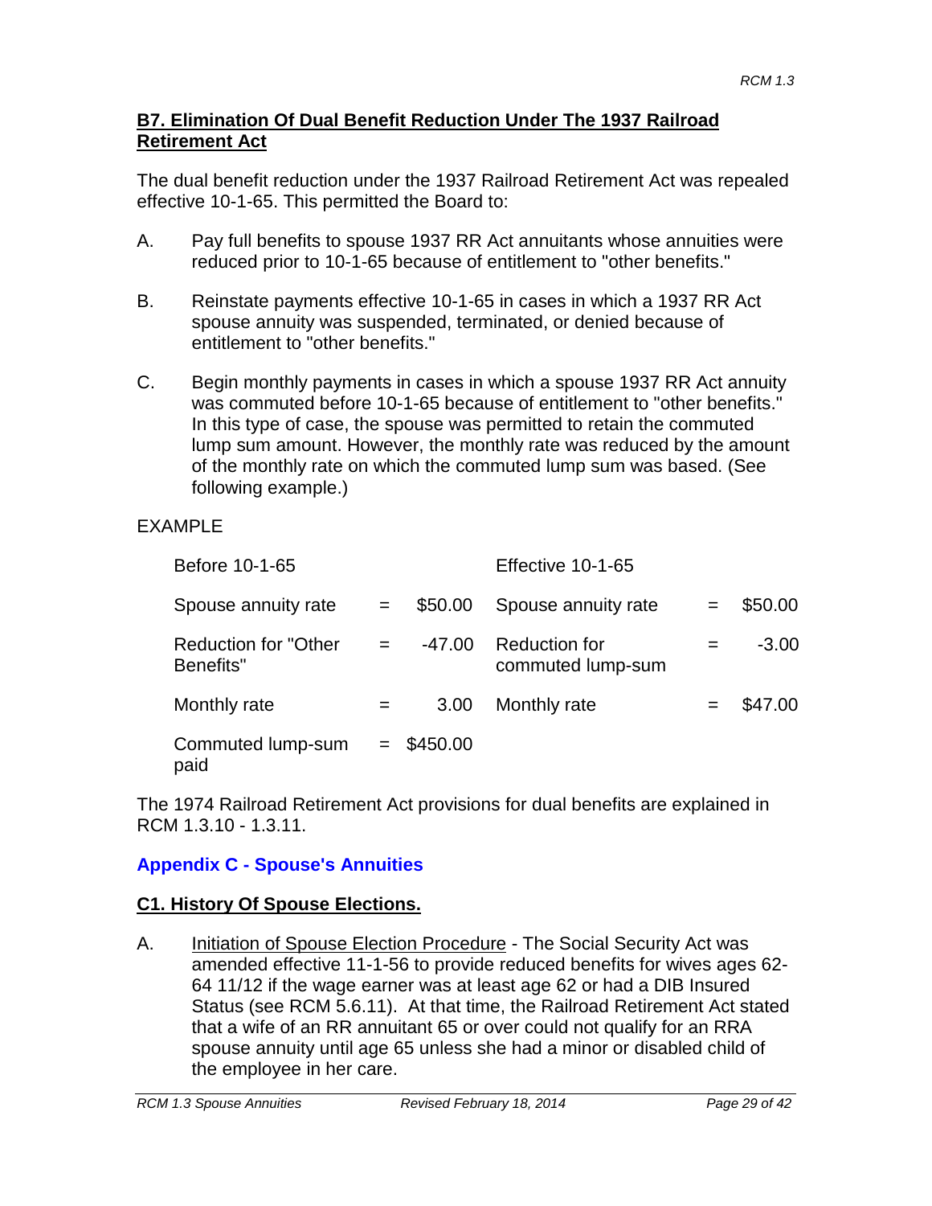## B7. Elimination Of Dual Benefit Reduction Under The 1937 Railroad Retirement Act

The dual benefit reduction under the 1937 Railroad Retirement Act was repealed effective 10-1-65. This permitted the Board to:

A. Pay full benefits to spouse 1937 RR Act annuitants whose annuities were reduced prior to 10-1-65 because of entitlement to "other benefits."

B. Reinstate payments effective 10-1-65 in cases in which a 1937 RR Act spouse annuity was suspended, terminated, or denied because of entitlement to "other benefits."

C. Begin monthly payments in cases in which a spouse 1937 RR Act annuity was commuted before 10-1-65 because of entitlement to "other benefits." In this type of case, the spouse was permitted to retain the commuted lump sum amount. However, the monthly rate was reduced by the amount of the monthly rate on which the commuted lump sum was based. (See following example.)

EXAMPLE

| Before 10-1-65 | | | Effective 10-1-65 | | |
|---|---|---|---|---|---|
| Spouse annuity rate | = | $50.00 | Spouse annuity rate | = | $50.00 |
| Reduction for "Other Benefits" | = | -47.00 | Reduction for commuted lump-sum | = | -3.00 |
| Monthly rate | = | 3.00 | Monthly rate | = | $47.00 |
| Commuted lump-sum paid | = | $450.00 | | | |

The 1974 Railroad Retirement Act provisions for dual benefits are explained in RCM 1.3.10 - 1.3.11.

# Appendix C - Spouse's Annuities

## C1. History Of Spouse Elections.

A. Initiation of Spouse Election Procedure - The Social Security Act was amended effective 11-1-56 to provide reduced benefits for wives ages 62-64 11/12 if the wage earner was at least age 62 or had a DIB Insured Status (see RCM 5.6.11). At that time, the Railroad Retirement Act stated that a wife of an RR annuitant 65 or over could not qualify for an RRA spouse annuity until age 65 unless she had a minor or disabled child of the employee in her care.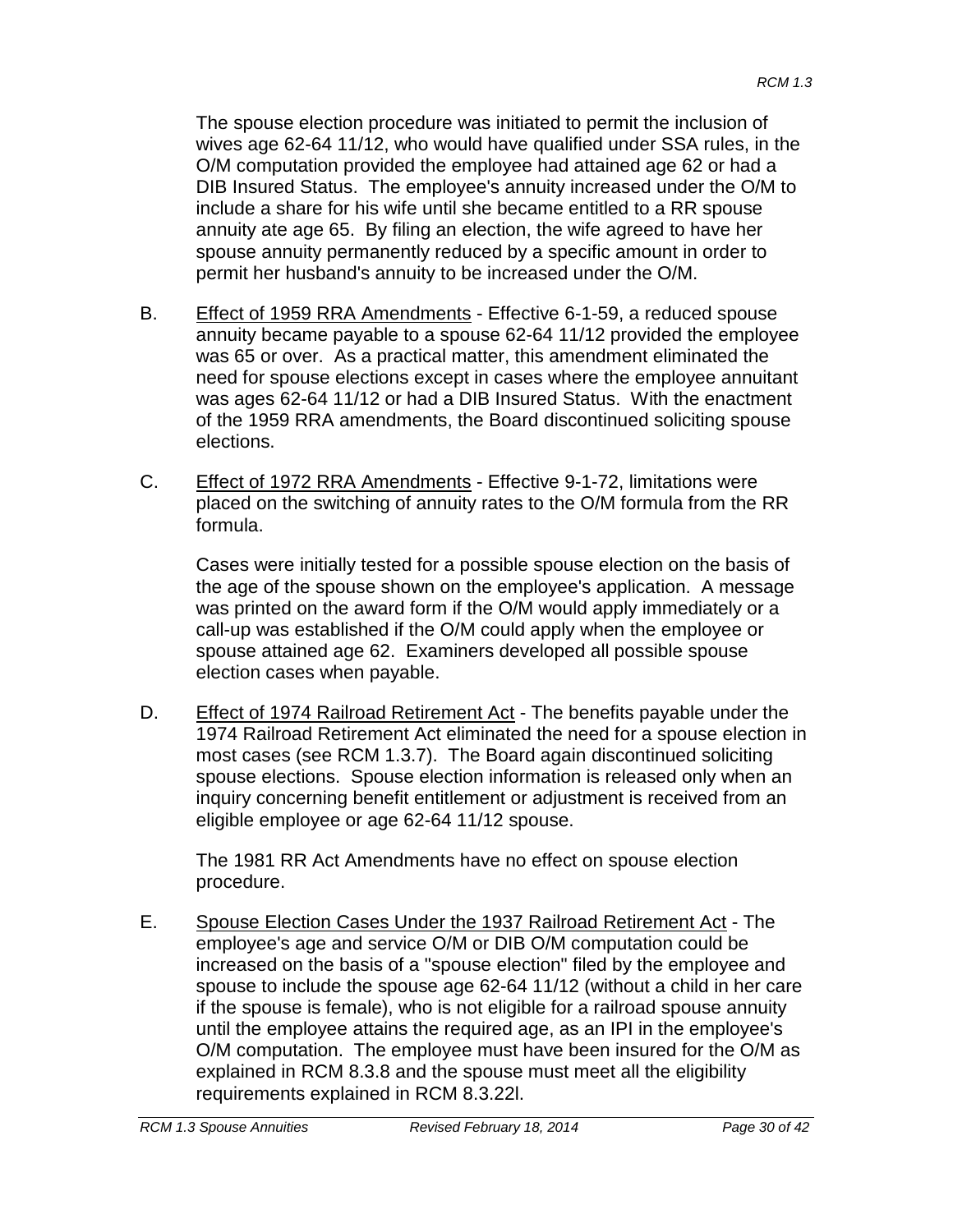The spouse election procedure was initiated to permit the inclusion of wives age 62-64 11/12, who would have qualified under SSA rules, in the O/M computation provided the employee had attained age 62 or had a DIB Insured Status. The employee's annuity increased under the O/M to include a share for his wife until she became entitled to a RR spouse annuity ate age 65. By filing an election, the wife agreed to have her spouse annuity permanently reduced by a specific amount in order to permit her husband's annuity to be increased under the O/M.

B. Effect of 1959 RRA Amendments - Effective 6-1-59, a reduced spouse annuity became payable to a spouse 62-64 11/12 provided the employee was 65 or over. As a practical matter, this amendment eliminated the need for spouse elections except in cases where the employee annuitant was ages 62-64 11/12 or had a DIB Insured Status. With the enactment of the 1959 RRA amendments, the Board discontinued soliciting spouse elections.

C. Effect of 1972 RRA Amendments - Effective 9-1-72, limitations were placed on the switching of annuity rates to the O/M formula from the RR formula.

Cases were initially tested for a possible spouse election on the basis of the age of the spouse shown on the employee's application. A message was printed on the award form if the O/M would apply immediately or a call-up was established if the O/M could apply when the employee or spouse attained age 62. Examiners developed all possible spouse election cases when payable.

D. Effect of 1974 Railroad Retirement Act - The benefits payable under the 1974 Railroad Retirement Act eliminated the need for a spouse election in most cases (see RCM 1.3.7). The Board again discontinued soliciting spouse elections. Spouse election information is released only when an inquiry concerning benefit entitlement or adjustment is received from an eligible employee or age 62-64 11/12 spouse.

The 1981 RR Act Amendments have no effect on spouse election procedure.

E. Spouse Election Cases Under the 1937 Railroad Retirement Act - The employee's age and service O/M or DIB O/M computation could be increased on the basis of a "spouse election" filed by the employee and spouse to include the spouse age 62-64 11/12 (without a child in her care if the spouse is female), who is not eligible for a railroad spouse annuity until the employee attains the required age, as an IPI in the employee's O/M computation. The employee must have been insured for the O/M as explained in RCM 8.3.8 and the spouse must meet all the eligibility requirements explained in RCM 8.3.22l.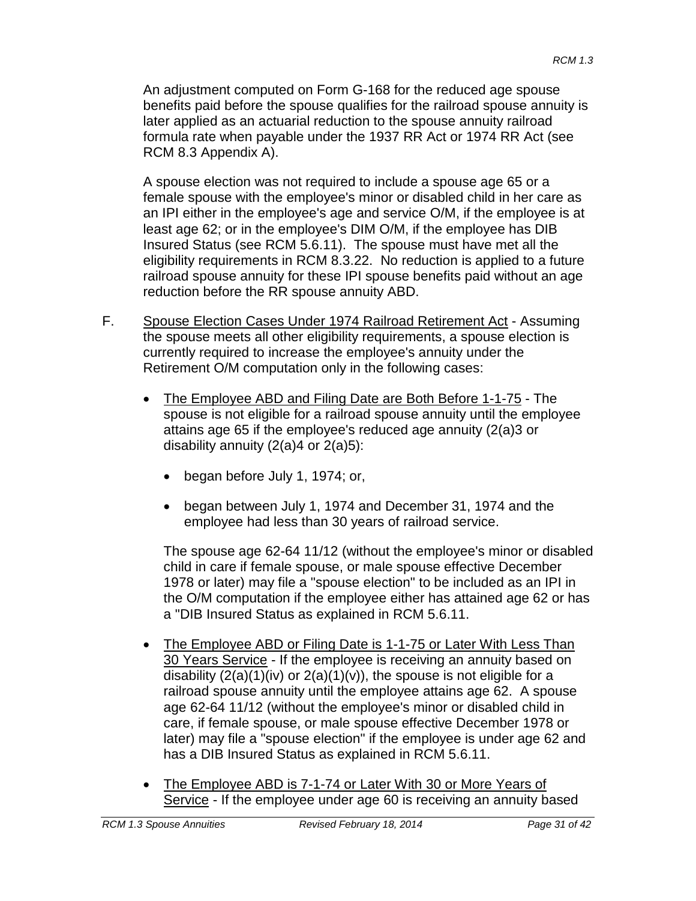An adjustment computed on Form G-168 for the reduced age spouse benefits paid before the spouse qualifies for the railroad spouse annuity is later applied as an actuarial reduction to the spouse annuity railroad formula rate when payable under the 1937 RR Act or 1974 RR Act (see RCM 8.3 Appendix A).

A spouse election was not required to include a spouse age 65 or a female spouse with the employee's minor or disabled child in her care as an IPI either in the employee's age and service O/M, if the employee is at least age 62; or in the employee's DIM O/M, if the employee has DIB Insured Status (see RCM 5.6.11). The spouse must have met all the eligibility requirements in RCM 8.3.22. No reduction is applied to a future railroad spouse annuity for these IPI spouse benefits paid without an age reduction before the RR spouse annuity ABD.

F. Spouse Election Cases Under 1974 Railroad Retirement Act - Assuming the spouse meets all other eligibility requirements, a spouse election is currently required to increase the employee's annuity under the Retirement O/M computation only in the following cases:

- The Employee ABD and Filing Date are Both Before 1-1-75 - The spouse is not eligible for a railroad spouse annuity until the employee attains age 65 if the employee's reduced age annuity (2(a)3 or disability annuity (2(a)4 or 2(a)5):

  - began before July 1, 1974; or,
  - began between July 1, 1974 and December 31, 1974 and the employee had less than 30 years of railroad service.

  The spouse age 62-64 11/12 (without the employee's minor or disabled child in care if female spouse, or male spouse effective December 1978 or later) may file a "spouse election" to be included as an IPI in the O/M computation if the employee either has attained age 62 or has a "DIB Insured Status as explained in RCM 5.6.11.

- The Employee ABD or Filing Date is 1-1-75 or Later With Less Than 30 Years Service - If the employee is receiving an annuity based on disability (2(a)(1)(iv) or 2(a)(1)(v)), the spouse is not eligible for a railroad spouse annuity until the employee attains age 62. A spouse age 62-64 11/12 (without the employee's minor or disabled child in care, if female spouse, or male spouse effective December 1978 or later) may file a "spouse election" if the employee is under age 62 and has a DIB Insured Status as explained in RCM 5.6.11.

- The Employee ABD is 7-1-74 or Later With 30 or More Years of Service - If the employee under age 60 is receiving an annuity based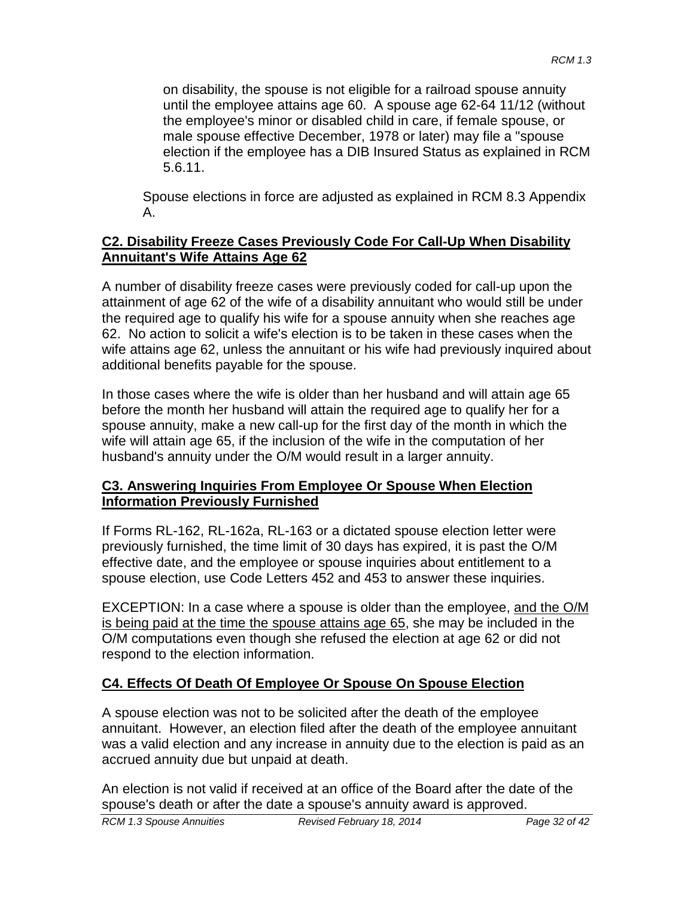on disability, the spouse is not eligible for a railroad spouse annuity until the employee attains age 60. A spouse age 62-64 11/12 (without the employee's minor or disabled child in care, if female spouse, or male spouse effective December, 1978 or later) may file a "spouse election if the employee has a DIB Insured Status as explained in RCM 5.6.11.

Spouse elections in force are adjusted as explained in RCM 8.3 Appendix A.

## C2. Disability Freeze Cases Previously Code For Call-Up When Disability Annuitant's Wife Attains Age 62

A number of disability freeze cases were previously coded for call-up upon the attainment of age 62 of the wife of a disability annuitant who would still be under the required age to qualify his wife for a spouse annuity when she reaches age 62. No action to solicit a wife's election is to be taken in these cases when the wife attains age 62, unless the annuitant or his wife had previously inquired about additional benefits payable for the spouse.

In those cases where the wife is older than her husband and will attain age 65 before the month her husband will attain the required age to qualify her for a spouse annuity, make a new call-up for the first day of the month in which the wife will attain age 65, if the inclusion of the wife in the computation of her husband's annuity under the O/M would result in a larger annuity.

## C3. Answering Inquiries From Employee Or Spouse When Election Information Previously Furnished

If Forms RL-162, RL-162a, RL-163 or a dictated spouse election letter were previously furnished, the time limit of 30 days has expired, it is past the O/M effective date, and the employee or spouse inquiries about entitlement to a spouse election, use Code Letters 452 and 453 to answer these inquiries.

EXCEPTION: In a case where a spouse is older than the employee, and the O/M is being paid at the time the spouse attains age 65, she may be included in the O/M computations even though she refused the election at age 62 or did not respond to the election information.

## C4. Effects Of Death Of Employee Or Spouse On Spouse Election

A spouse election was not to be solicited after the death of the employee annuitant. However, an election filed after the death of the employee annuitant was a valid election and any increase in annuity due to the election is paid as an accrued annuity due but unpaid at death.

An election is not valid if received at an office of the Board after the date of the spouse's death or after the date a spouse's annuity award is approved.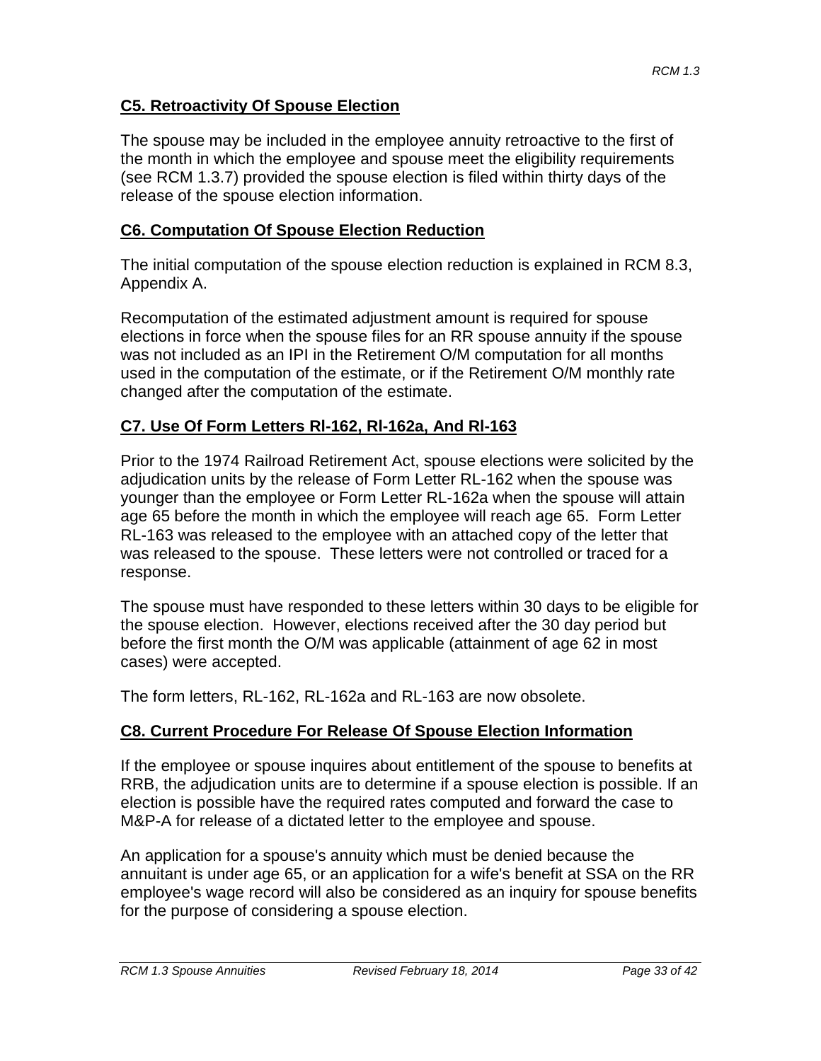## C5. Retroactivity Of Spouse Election

The spouse may be included in the employee annuity retroactive to the first of the month in which the employee and spouse meet the eligibility requirements (see RCM 1.3.7) provided the spouse election is filed within thirty days of the release of the spouse election information.

## C6. Computation Of Spouse Election Reduction

The initial computation of the spouse election reduction is explained in RCM 8.3, Appendix A.

Recomputation of the estimated adjustment amount is required for spouse elections in force when the spouse files for an RR spouse annuity if the spouse was not included as an IPI in the Retirement O/M computation for all months used in the computation of the estimate, or if the Retirement O/M monthly rate changed after the computation of the estimate.

## C7. Use Of Form Letters Rl-162, Rl-162a, And Rl-163

Prior to the 1974 Railroad Retirement Act, spouse elections were solicited by the adjudication units by the release of Form Letter RL-162 when the spouse was younger than the employee or Form Letter RL-162a when the spouse will attain age 65 before the month in which the employee will reach age 65. Form Letter RL-163 was released to the employee with an attached copy of the letter that was released to the spouse. These letters were not controlled or traced for a response.

The spouse must have responded to these letters within 30 days to be eligible for the spouse election. However, elections received after the 30 day period but before the first month the O/M was applicable (attainment of age 62 in most cases) were accepted.

The form letters, RL-162, RL-162a and RL-163 are now obsolete.

## C8. Current Procedure For Release Of Spouse Election Information

If the employee or spouse inquires about entitlement of the spouse to benefits at RRB, the adjudication units are to determine if a spouse election is possible. If an election is possible have the required rates computed and forward the case to M&P-A for release of a dictated letter to the employee and spouse.

An application for a spouse's annuity which must be denied because the annuitant is under age 65, or an application for a wife's benefit at SSA on the RR employee's wage record will also be considered as an inquiry for spouse benefits for the purpose of considering a spouse election.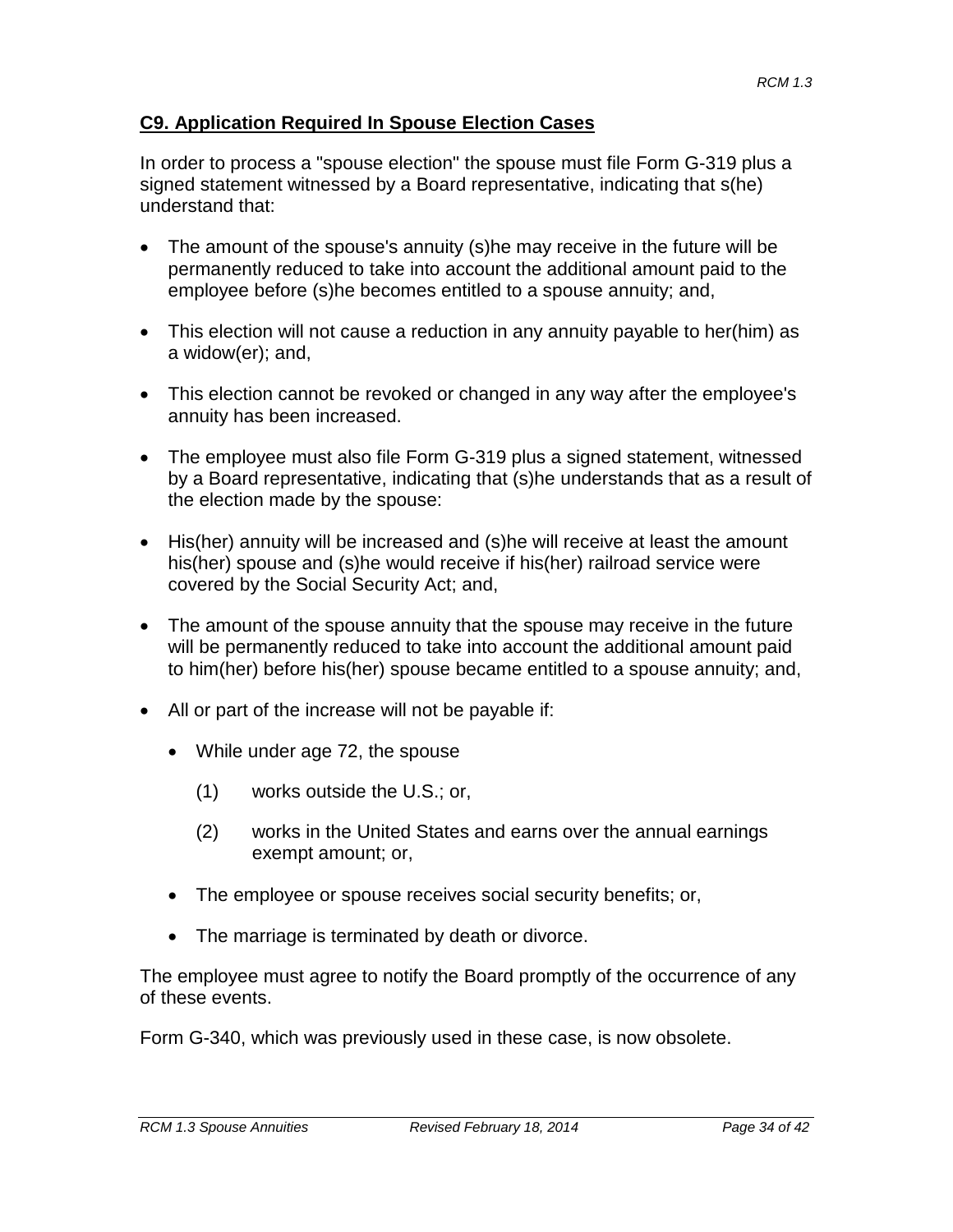## C9. Application Required In Spouse Election Cases

In order to process a "spouse election" the spouse must file Form G-319 plus a signed statement witnessed by a Board representative, indicating that s(he) understand that:

- The amount of the spouse's annuity (s)he may receive in the future will be permanently reduced to take into account the additional amount paid to the employee before (s)he becomes entitled to a spouse annuity; and,
- This election will not cause a reduction in any annuity payable to her(him) as a widow(er); and,
- This election cannot be revoked or changed in any way after the employee's annuity has been increased.
- The employee must also file Form G-319 plus a signed statement, witnessed by a Board representative, indicating that (s)he understands that as a result of the election made by the spouse:
- His(her) annuity will be increased and (s)he will receive at least the amount his(her) spouse and (s)he would receive if his(her) railroad service were covered by the Social Security Act; and,
- The amount of the spouse annuity that the spouse may receive in the future will be permanently reduced to take into account the additional amount paid to him(her) before his(her) spouse became entitled to a spouse annuity; and,
- All or part of the increase will not be payable if:
  - While under age 72, the spouse
    - (1) works outside the U.S.; or,
    - (2) works in the United States and earns over the annual earnings exempt amount; or,
  - The employee or spouse receives social security benefits; or,
  - The marriage is terminated by death or divorce.

The employee must agree to notify the Board promptly of the occurrence of any of these events.

Form G-340, which was previously used in these case, is now obsolete.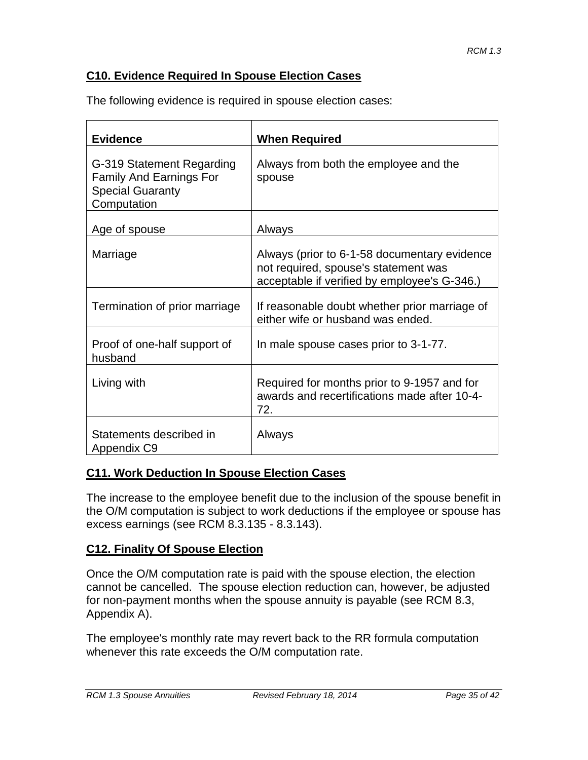## C10. Evidence Required In Spouse Election Cases

The following evidence is required in spouse election cases:

| Evidence | When Required |
|---|---|
| G-319 Statement Regarding Family And Earnings For Special Guaranty Computation | Always from both the employee and the spouse |
| Age of spouse | Always |
| Marriage | Always (prior to 6-1-58 documentary evidence not required, spouse's statement was acceptable if verified by employee's G-346.) |
| Termination of prior marriage | If reasonable doubt whether prior marriage of either wife or husband was ended. |
| Proof of one-half support of husband | In male spouse cases prior to 3-1-77. |
| Living with | Required for months prior to 9-1957 and for awards and recertifications made after 10-4-72. |
| Statements described in Appendix C9 | Always |

## C11. Work Deduction In Spouse Election Cases

The increase to the employee benefit due to the inclusion of the spouse benefit in the O/M computation is subject to work deductions if the employee or spouse has excess earnings (see RCM 8.3.135 - 8.3.143).

## C12. Finality Of Spouse Election

Once the O/M computation rate is paid with the spouse election, the election cannot be cancelled. The spouse election reduction can, however, be adjusted for non-payment months when the spouse annuity is payable (see RCM 8.3, Appendix A).

The employee's monthly rate may revert back to the RR formula computation whenever this rate exceeds the O/M computation rate.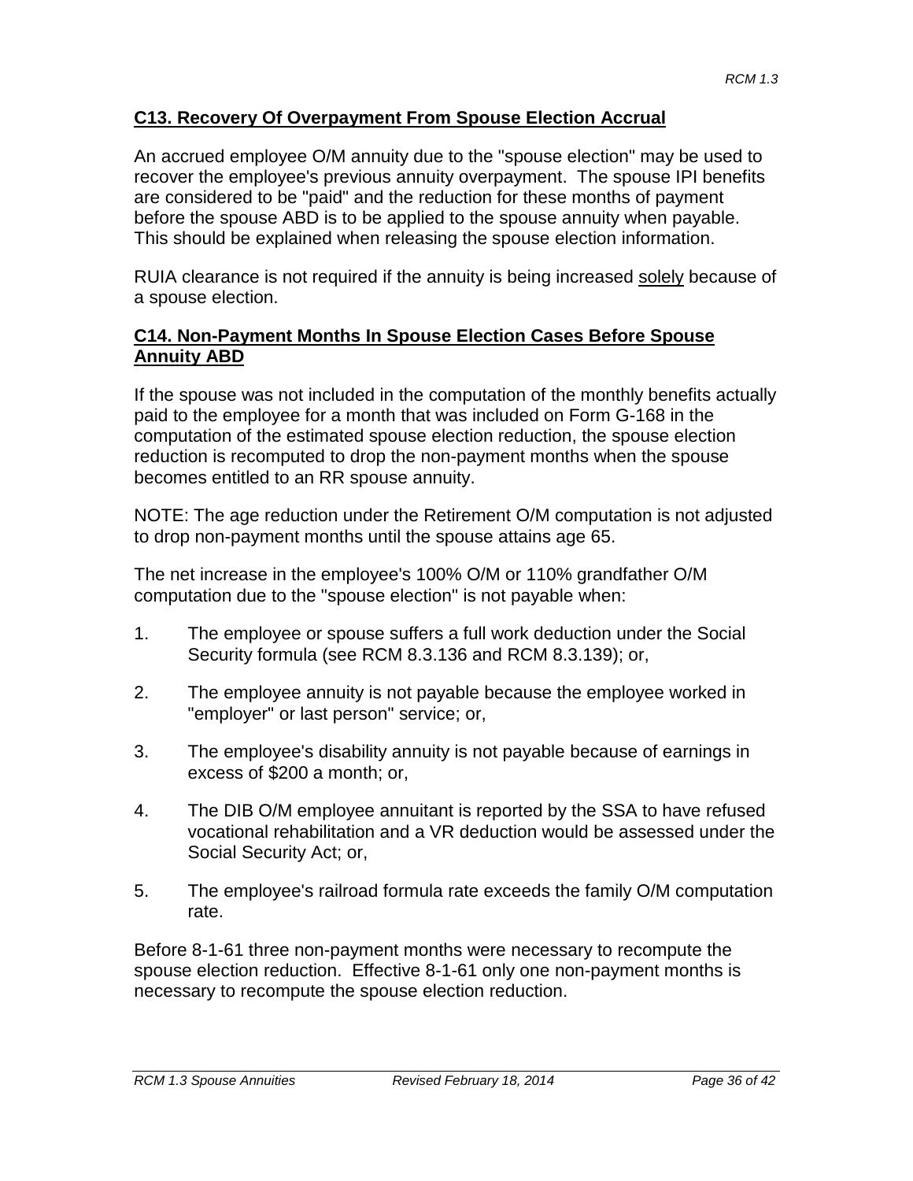## C13. Recovery Of Overpayment From Spouse Election Accrual

An accrued employee O/M annuity due to the "spouse election" may be used to recover the employee's previous annuity overpayment. The spouse IPI benefits are considered to be "paid" and the reduction for these months of payment before the spouse ABD is to be applied to the spouse annuity when payable. This should be explained when releasing the spouse election information.

RUIA clearance is not required if the annuity is being increased <u>solely</u> because of a spouse election.

## C14. Non-Payment Months In Spouse Election Cases Before Spouse Annuity ABD

If the spouse was not included in the computation of the monthly benefits actually paid to the employee for a month that was included on Form G-168 in the computation of the estimated spouse election reduction, the spouse election reduction is recomputed to drop the non-payment months when the spouse becomes entitled to an RR spouse annuity.

NOTE: The age reduction under the Retirement O/M computation is not adjusted to drop non-payment months until the spouse attains age 65.

The net increase in the employee's 100% O/M or 110% grandfather O/M computation due to the "spouse election" is not payable when:

1. The employee or spouse suffers a full work deduction under the Social Security formula (see RCM 8.3.136 and RCM 8.3.139); or,
2. The employee annuity is not payable because the employee worked in "employer" or last person" service; or,
3. The employee's disability annuity is not payable because of earnings in excess of $200 a month; or,
4. The DIB O/M employee annuitant is reported by the SSA to have refused vocational rehabilitation and a VR deduction would be assessed under the Social Security Act; or,
5. The employee's railroad formula rate exceeds the family O/M computation rate.

Before 8-1-61 three non-payment months were necessary to recompute the spouse election reduction. Effective 8-1-61 only one non-payment months is necessary to recompute the spouse election reduction.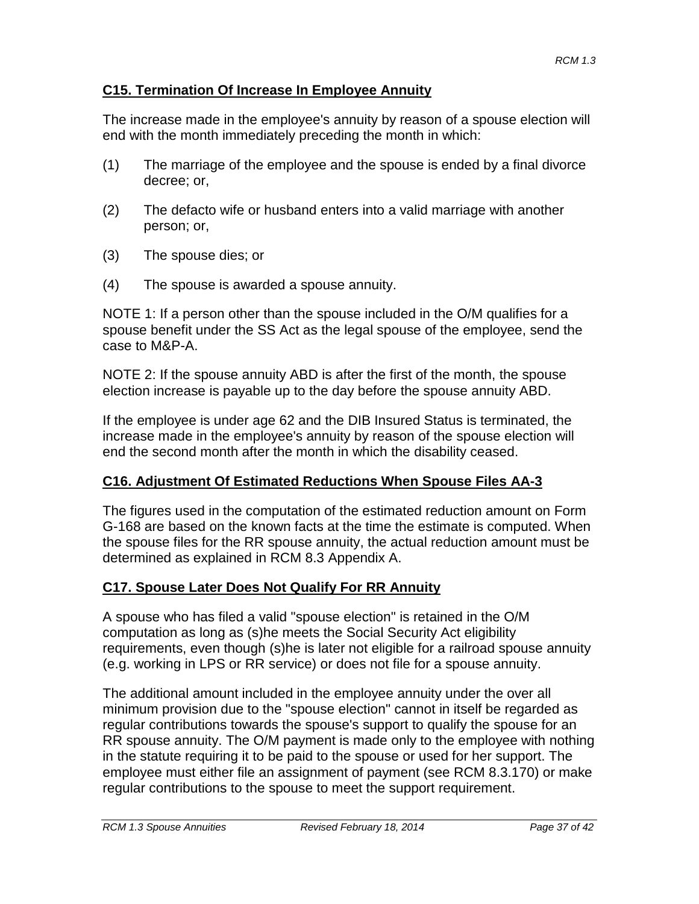## C15. Termination Of Increase In Employee Annuity

The increase made in the employee's annuity by reason of a spouse election will end with the month immediately preceding the month in which:

(1) The marriage of the employee and the spouse is ended by a final divorce decree; or,

(2) The defacto wife or husband enters into a valid marriage with another person; or,

(3) The spouse dies; or

(4) The spouse is awarded a spouse annuity.

NOTE 1: If a person other than the spouse included in the O/M qualifies for a spouse benefit under the SS Act as the legal spouse of the employee, send the case to M&P-A.

NOTE 2: If the spouse annuity ABD is after the first of the month, the spouse election increase is payable up to the day before the spouse annuity ABD.

If the employee is under age 62 and the DIB Insured Status is terminated, the increase made in the employee's annuity by reason of the spouse election will end the second month after the month in which the disability ceased.

## C16. Adjustment Of Estimated Reductions When Spouse Files AA-3

The figures used in the computation of the estimated reduction amount on Form G-168 are based on the known facts at the time the estimate is computed. When the spouse files for the RR spouse annuity, the actual reduction amount must be determined as explained in RCM 8.3 Appendix A.

## C17. Spouse Later Does Not Qualify For RR Annuity

A spouse who has filed a valid "spouse election" is retained in the O/M computation as long as (s)he meets the Social Security Act eligibility requirements, even though (s)he is later not eligible for a railroad spouse annuity (e.g. working in LPS or RR service) or does not file for a spouse annuity.

The additional amount included in the employee annuity under the over all minimum provision due to the "spouse election" cannot in itself be regarded as regular contributions towards the spouse's support to qualify the spouse for an RR spouse annuity. The O/M payment is made only to the employee with nothing in the statute requiring it to be paid to the spouse or used for her support. The employee must either file an assignment of payment (see RCM 8.3.170) or make regular contributions to the spouse to meet the support requirement.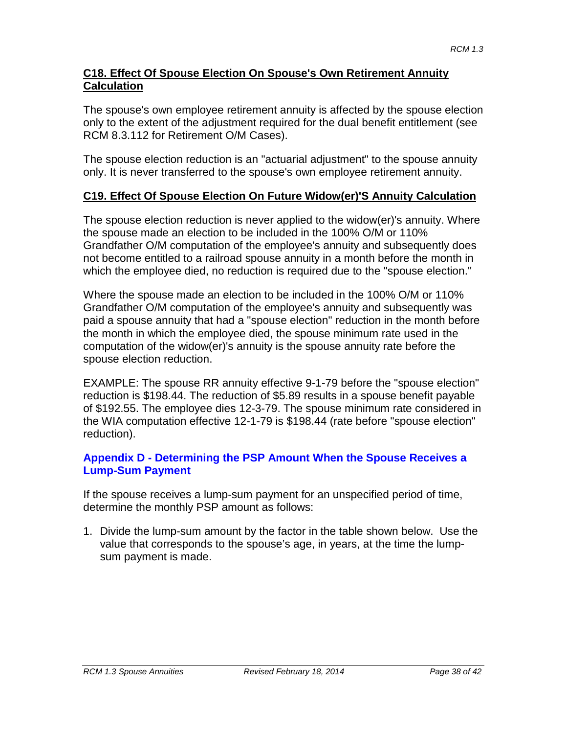## C18. Effect Of Spouse Election On Spouse's Own Retirement Annuity Calculation

The spouse's own employee retirement annuity is affected by the spouse election only to the extent of the adjustment required for the dual benefit entitlement (see RCM 8.3.112 for Retirement O/M Cases).

The spouse election reduction is an "actuarial adjustment" to the spouse annuity only. It is never transferred to the spouse's own employee retirement annuity.

## C19. Effect Of Spouse Election On Future Widow(er)'S Annuity Calculation

The spouse election reduction is never applied to the widow(er)'s annuity. Where the spouse made an election to be included in the 100% O/M or 110% Grandfather O/M computation of the employee's annuity and subsequently does not become entitled to a railroad spouse annuity in a month before the month in which the employee died, no reduction is required due to the "spouse election."

Where the spouse made an election to be included in the 100% O/M or 110% Grandfather O/M computation of the employee's annuity and subsequently was paid a spouse annuity that had a "spouse election" reduction in the month before the month in which the employee died, the spouse minimum rate used in the computation of the widow(er)'s annuity is the spouse annuity rate before the spouse election reduction.

EXAMPLE: The spouse RR annuity effective 9-1-79 before the "spouse election" reduction is $198.44. The reduction of $5.89 results in a spouse benefit payable of $192.55. The employee dies 12-3-79. The spouse minimum rate considered in the WIA computation effective 12-1-79 is $198.44 (rate before "spouse election" reduction).

# Appendix D - Determining the PSP Amount When the Spouse Receives a Lump-Sum Payment

If the spouse receives a lump-sum payment for an unspecified period of time, determine the monthly PSP amount as follows:

1. Divide the lump-sum amount by the factor in the table shown below. Use the value that corresponds to the spouse's age, in years, at the time the lump-sum payment is made.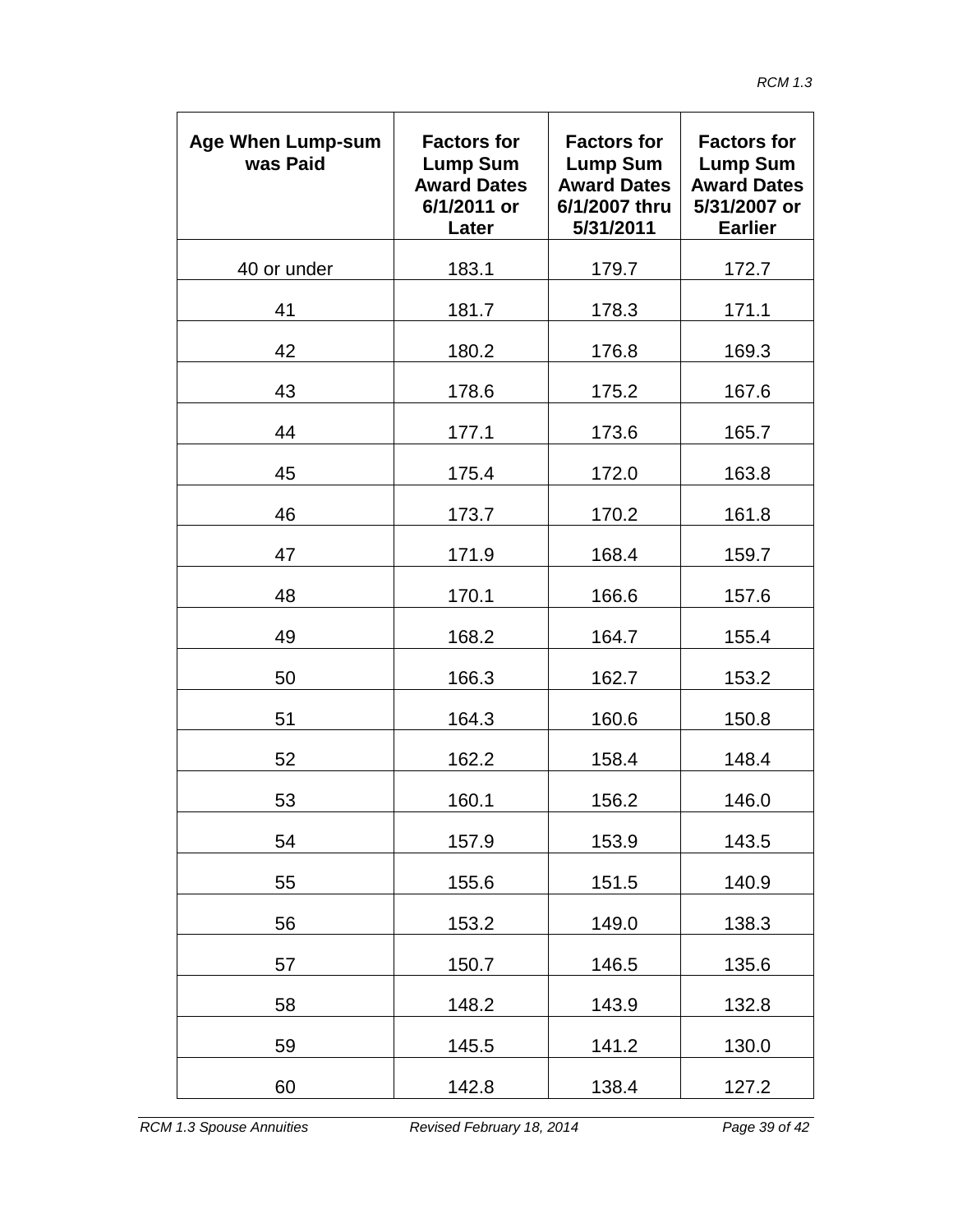| Age When Lump-sum was Paid | Factors for Lump Sum Award Dates 6/1/2011 or Later | Factors for Lump Sum Award Dates 6/1/2007 thru 5/31/2011 | Factors for Lump Sum Award Dates 5/31/2007 or Earlier |
|---|---|---|---|
| 40 or under | 183.1 | 179.7 | 172.7 |
| 41 | 181.7 | 178.3 | 171.1 |
| 42 | 180.2 | 176.8 | 169.3 |
| 43 | 178.6 | 175.2 | 167.6 |
| 44 | 177.1 | 173.6 | 165.7 |
| 45 | 175.4 | 172.0 | 163.8 |
| 46 | 173.7 | 170.2 | 161.8 |
| 47 | 171.9 | 168.4 | 159.7 |
| 48 | 170.1 | 166.6 | 157.6 |
| 49 | 168.2 | 164.7 | 155.4 |
| 50 | 166.3 | 162.7 | 153.2 |
| 51 | 164.3 | 160.6 | 150.8 |
| 52 | 162.2 | 158.4 | 148.4 |
| 53 | 160.1 | 156.2 | 146.0 |
| 54 | 157.9 | 153.9 | 143.5 |
| 55 | 155.6 | 151.5 | 140.9 |
| 56 | 153.2 | 149.0 | 138.3 |
| 57 | 150.7 | 146.5 | 135.6 |
| 58 | 148.2 | 143.9 | 132.8 |
| 59 | 145.5 | 141.2 | 130.0 |
| 60 | 142.8 | 138.4 | 127.2 |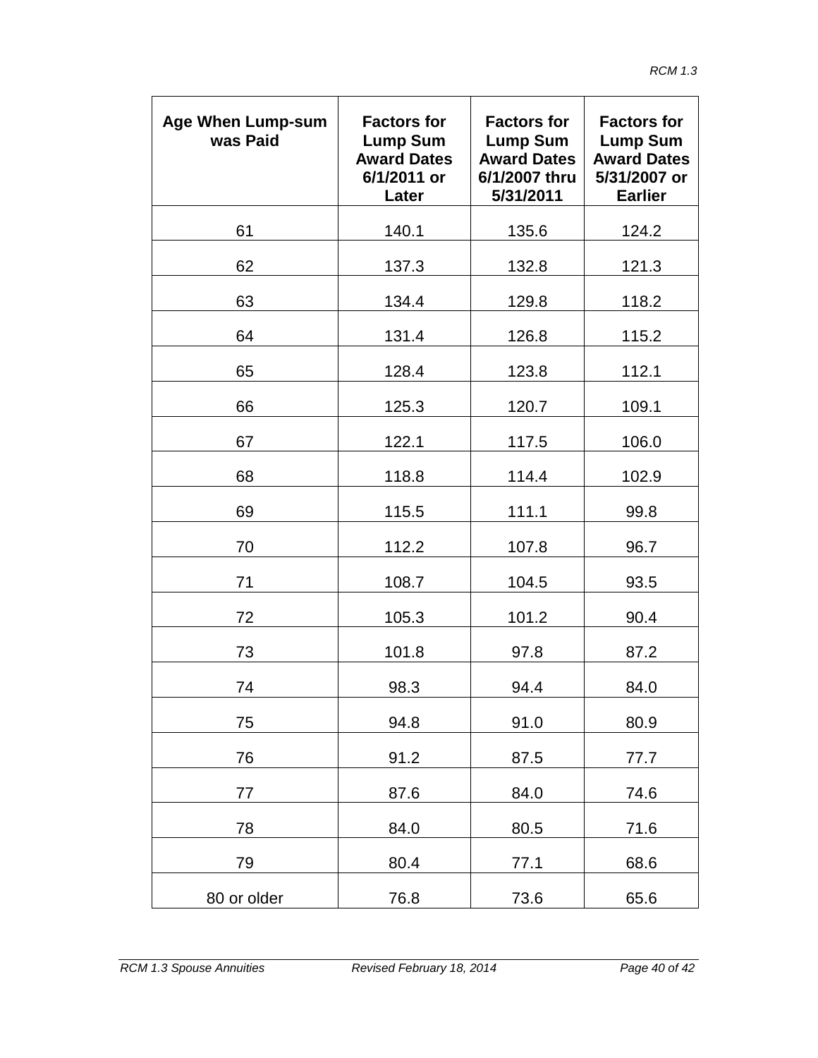| Age When Lump-sum was Paid | Factors for Lump Sum Award Dates 6/1/2011 or Later | Factors for Lump Sum Award Dates 6/1/2007 thru 5/31/2011 | Factors for Lump Sum Award Dates 5/31/2007 or Earlier |
|---|---|---|---|
| 61 | 140.1 | 135.6 | 124.2 |
| 62 | 137.3 | 132.8 | 121.3 |
| 63 | 134.4 | 129.8 | 118.2 |
| 64 | 131.4 | 126.8 | 115.2 |
| 65 | 128.4 | 123.8 | 112.1 |
| 66 | 125.3 | 120.7 | 109.1 |
| 67 | 122.1 | 117.5 | 106.0 |
| 68 | 118.8 | 114.4 | 102.9 |
| 69 | 115.5 | 111.1 | 99.8 |
| 70 | 112.2 | 107.8 | 96.7 |
| 71 | 108.7 | 104.5 | 93.5 |
| 72 | 105.3 | 101.2 | 90.4 |
| 73 | 101.8 | 97.8 | 87.2 |
| 74 | 98.3 | 94.4 | 84.0 |
| 75 | 94.8 | 91.0 | 80.9 |
| 76 | 91.2 | 87.5 | 77.7 |
| 77 | 87.6 | 84.0 | 74.6 |
| 78 | 84.0 | 80.5 | 71.6 |
| 79 | 80.4 | 77.1 | 68.6 |
| 80 or older | 76.8 | 73.6 | 65.6 |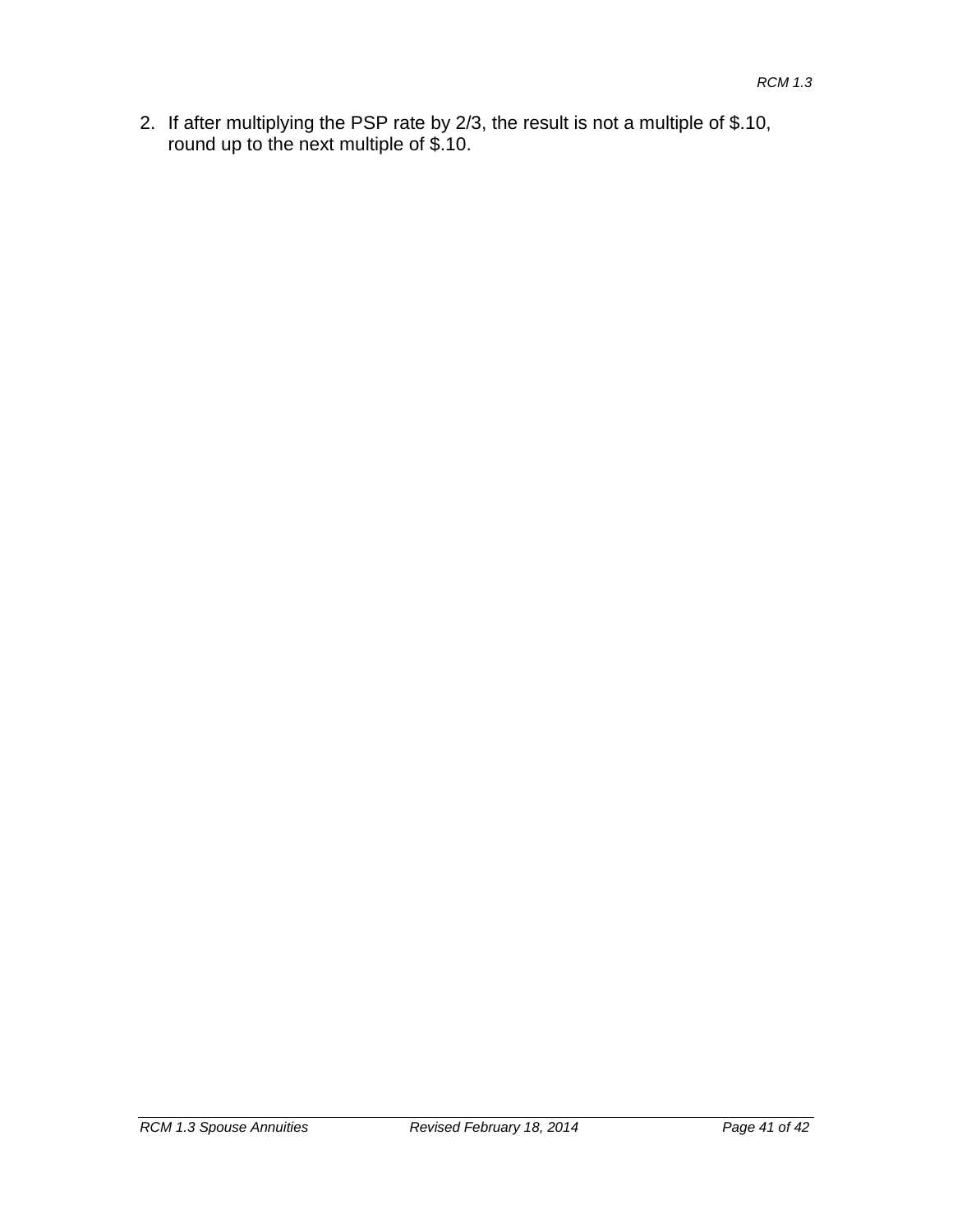2. If after multiplying the PSP rate by 2/3, the result is not a multiple of $.10, round up to the next multiple of $.10.